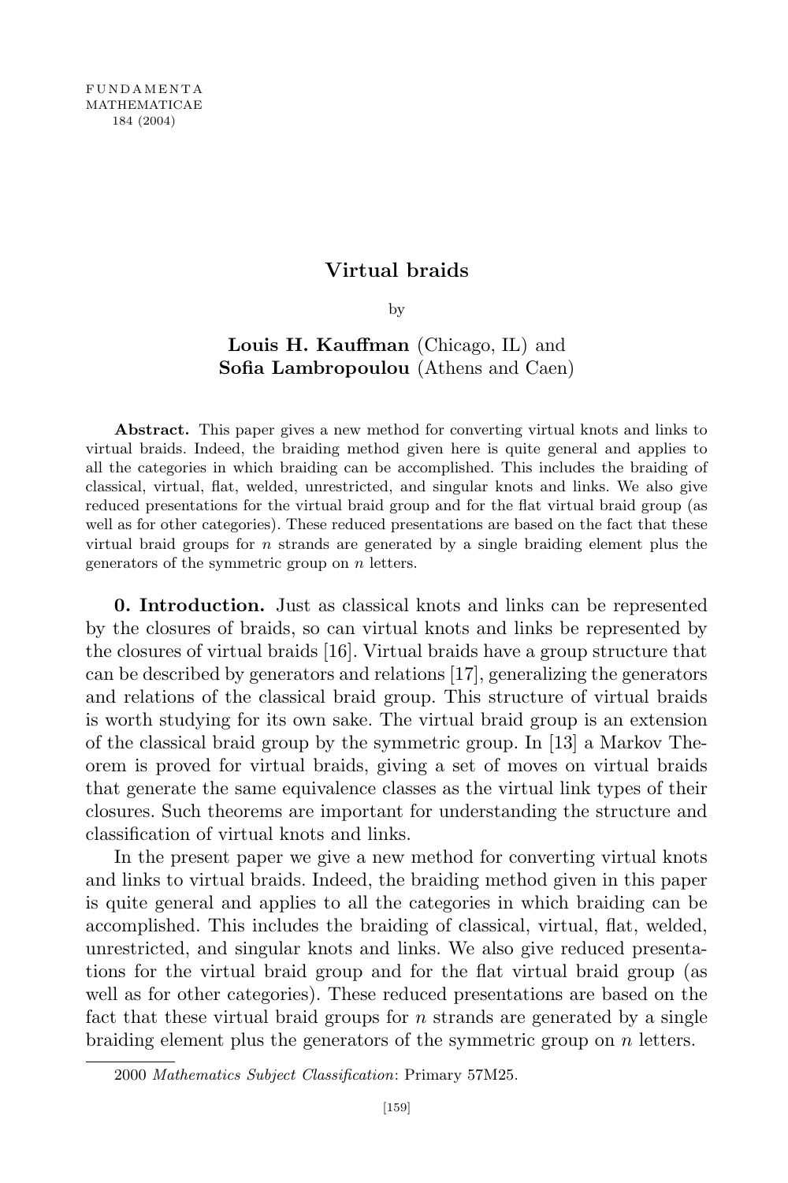# Virtual braids

by

**Louis H. Kauffman** (Chicago, IL) and
**Sofia Lambropoulou** (Athens and Caen)

**Abstract.** This paper gives a new method for converting virtual knots and links to virtual braids. Indeed, the braiding method given here is quite general and applies to all the categories in which braiding can be accomplished. This includes the braiding of classical, virtual, flat, welded, unrestricted, and singular knots and links. We also give reduced presentations for the virtual braid group and for the flat virtual braid group (as well as for other categories). These reduced presentations are based on the fact that these virtual braid groups for $n$ strands are generated by a single braiding element plus the generators of the symmetric group on $n$ letters.

**0. Introduction.** Just as classical knots and links can be represented by the closures of braids, so can virtual knots and links be represented by the closures of virtual braids [16]. Virtual braids have a group structure that can be described by generators and relations [17], generalizing the generators and relations of the classical braid group. This structure of virtual braids is worth studying for its own sake. The virtual braid group is an extension of the classical braid group by the symmetric group. In [13] a Markov Theorem is proved for virtual braids, giving a set of moves on virtual braids that generate the same equivalence classes as the virtual link types of their closures. Such theorems are important for understanding the structure and classification of virtual knots and links.

In the present paper we give a new method for converting virtual knots and links to virtual braids. Indeed, the braiding method given in this paper is quite general and applies to all the categories in which braiding can be accomplished. This includes the braiding of classical, virtual, flat, welded, unrestricted, and singular knots and links. We also give reduced presentations for the virtual braid group and for the flat virtual braid group (as well as for other categories). These reduced presentations are based on the fact that these virtual braid groups for $n$ strands are generated by a single braiding element plus the generators of the symmetric group on $n$ letters.

2000 *Mathematics Subject Classification*: Primary 57M25.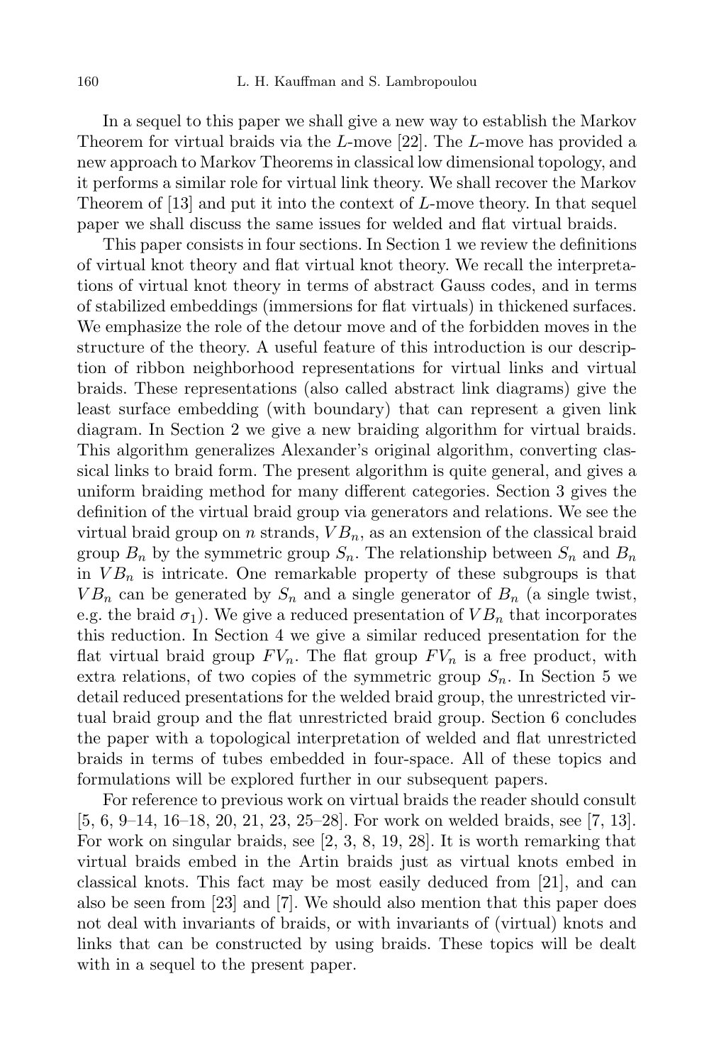In a sequel to this paper we shall give a new way to establish the Markov Theorem for virtual braids via the $L$-move [22]. The $L$-move has provided a new approach to Markov Theorems in classical low dimensional topology, and it performs a similar role for virtual link theory. We shall recover the Markov Theorem of [13] and put it into the context of $L$-move theory. In that sequel paper we shall discuss the same issues for welded and flat virtual braids.

This paper consists in four sections. In Section 1 we review the definitions of virtual knot theory and flat virtual knot theory. We recall the interpretations of virtual knot theory in terms of abstract Gauss codes, and in terms of stabilized embeddings (immersions for flat virtuals) in thickened surfaces. We emphasize the role of the detour move and of the forbidden moves in the structure of the theory. A useful feature of this introduction is our description of ribbon neighborhood representations for virtual links and virtual braids. These representations (also called abstract link diagrams) give the least surface embedding (with boundary) that can represent a given link diagram. In Section 2 we give a new braiding algorithm for virtual braids. This algorithm generalizes Alexander's original algorithm, converting classical links to braid form. The present algorithm is quite general, and gives a uniform braiding method for many different categories. Section 3 gives the definition of the virtual braid group via generators and relations. We see the virtual braid group on $n$ strands, $VB_n$, as an extension of the classical braid group $B_n$ by the symmetric group $S_n$. The relationship between $S_n$ and $B_n$ in $VB_n$ is intricate. One remarkable property of these subgroups is that $VB_n$ can be generated by $S_n$ and a single generator of $B_n$ (a single twist, e.g. the braid $\sigma_1$). We give a reduced presentation of $VB_n$ that incorporates this reduction. In Section 4 we give a similar reduced presentation for the flat virtual braid group $FV_n$. The flat group $FV_n$ is a free product, with extra relations, of two copies of the symmetric group $S_n$. In Section 5 we detail reduced presentations for the welded braid group, the unrestricted virtual braid group and the flat unrestricted braid group. Section 6 concludes the paper with a topological interpretation of welded and flat unrestricted braids in terms of tubes embedded in four-space. All of these topics and formulations will be explored further in our subsequent papers.

For reference to previous work on virtual braids the reader should consult [5, 6, 9–14, 16–18, 20, 21, 23, 25–28]. For work on welded braids, see [7, 13]. For work on singular braids, see [2, 3, 8, 19, 28]. It is worth remarking that virtual braids embed in the Artin braids just as virtual knots embed in classical knots. This fact may be most easily deduced from [21], and can also be seen from [23] and [7]. We should also mention that this paper does not deal with invariants of braids, or with invariants of (virtual) knots and links that can be constructed by using braids. These topics will be dealt with in a sequel to the present paper.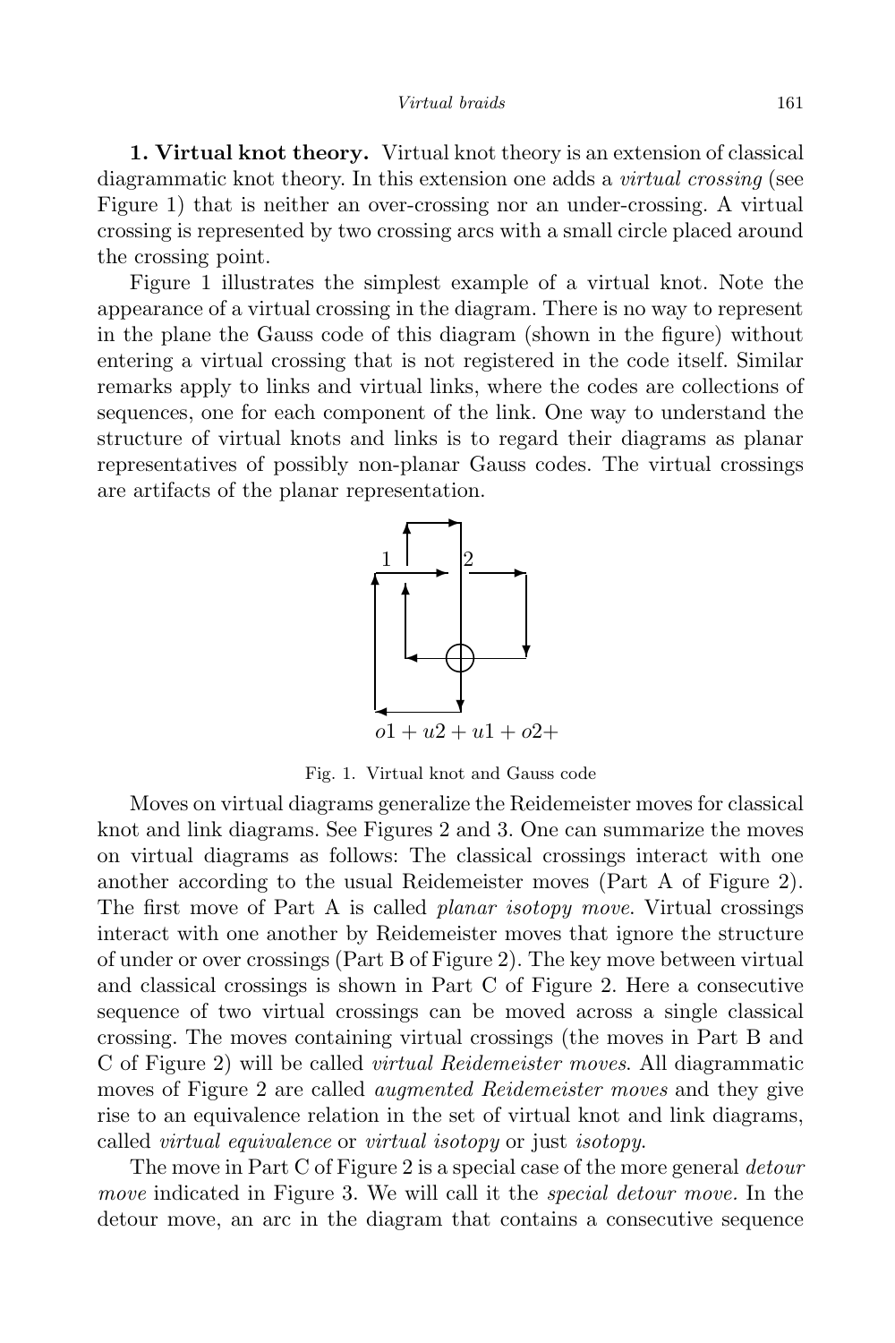**1. Virtual knot theory.** Virtual knot theory is an extension of classical diagrammatic knot theory. In this extension one adds a *virtual crossing* (see Figure 1) that is neither an over-crossing nor an under-crossing. A virtual crossing is represented by two crossing arcs with a small circle placed around the crossing point.

Figure 1 illustrates the simplest example of a virtual knot. Note the appearance of a virtual crossing in the diagram. There is no way to represent in the plane the Gauss code of this diagram (shown in the figure) without entering a virtual crossing that is not registered in the code itself. Similar remarks apply to links and virtual links, where the codes are collections of sequences, one for each component of the link. One way to understand the structure of virtual knots and links is to regard their diagrams as planar representatives of possibly non-planar Gauss codes. The virtual crossings are artifacts of the planar representation.

$o1 + u2 + u1 + o2+$

Fig. 1. Virtual knot and Gauss code

Moves on virtual diagrams generalize the Reidemeister moves for classical knot and link diagrams. See Figures 2 and 3. One can summarize the moves on virtual diagrams as follows: The classical crossings interact with one another according to the usual Reidemeister moves (Part A of Figure 2). The first move of Part A is called *planar isotopy move*. Virtual crossings interact with one another by Reidemeister moves that ignore the structure of under or over crossings (Part B of Figure 2). The key move between virtual and classical crossings is shown in Part C of Figure 2. Here a consecutive sequence of two virtual crossings can be moved across a single classical crossing. The moves containing virtual crossings (the moves in Part B and C of Figure 2) will be called *virtual Reidemeister moves*. All diagrammatic moves of Figure 2 are called *augmented Reidemeister moves* and they give rise to an equivalence relation in the set of virtual knot and link diagrams, called *virtual equivalence* or *virtual isotopy* or just *isotopy*.

The move in Part C of Figure 2 is a special case of the more general *detour move* indicated in Figure 3. We will call it the *special detour move.* In the detour move, an arc in the diagram that contains a consecutive sequence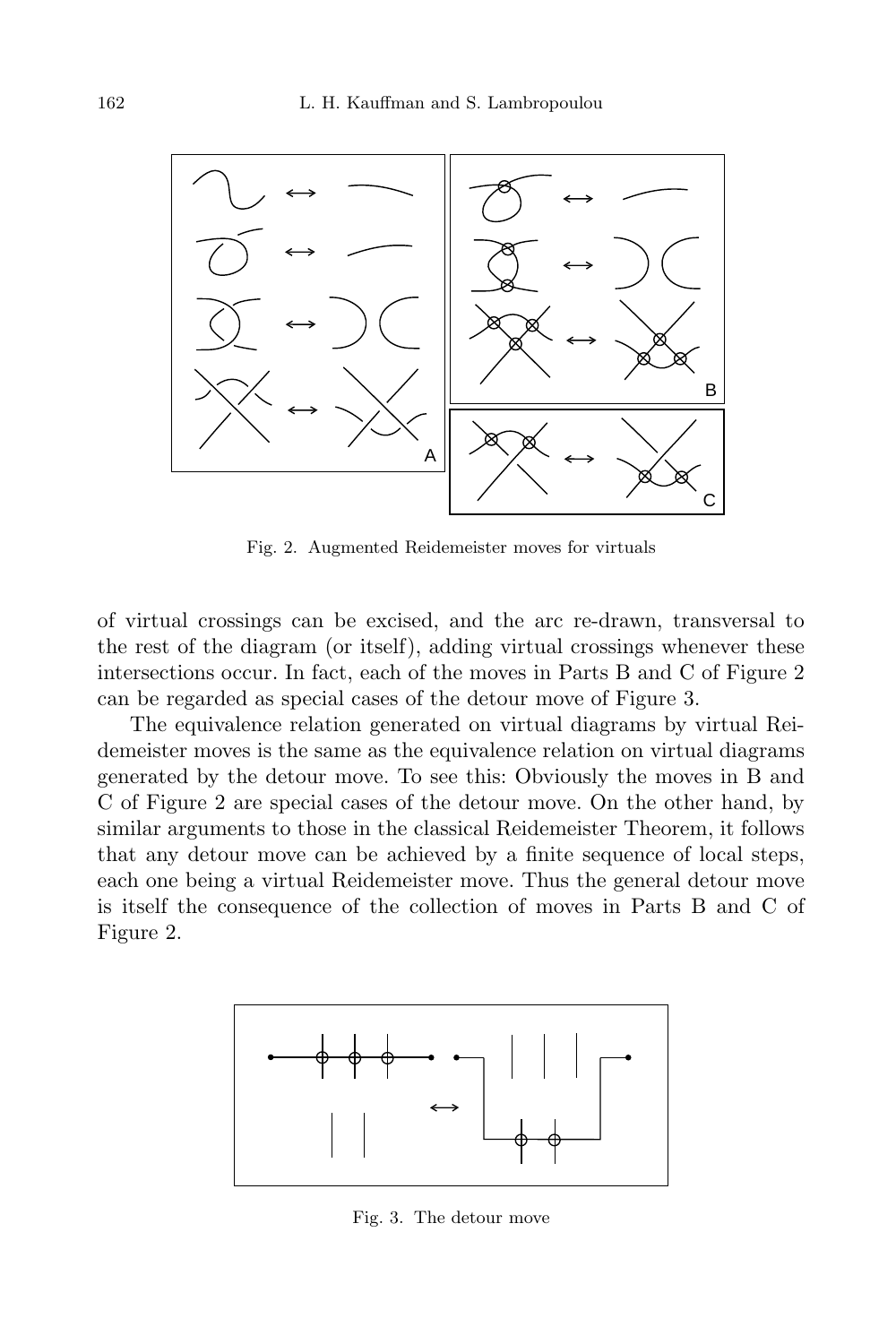Fig. 2. Augmented Reidemeister moves for virtuals

of virtual crossings can be excised, and the arc re-drawn, transversal to the rest of the diagram (or itself), adding virtual crossings whenever these intersections occur. In fact, each of the moves in Parts B and C of Figure 2 can be regarded as special cases of the detour move of Figure 3.

The equivalence relation generated on virtual diagrams by virtual Reidemeister moves is the same as the equivalence relation on virtual diagrams generated by the detour move. To see this: Obviously the moves in B and C of Figure 2 are special cases of the detour move. On the other hand, by similar arguments to those in the classical Reidemeister Theorem, it follows that any detour move can be achieved by a finite sequence of local steps, each one being a virtual Reidemeister move. Thus the general detour move is itself the consequence of the collection of moves in Parts B and C of Figure 2.

Fig. 3. The detour move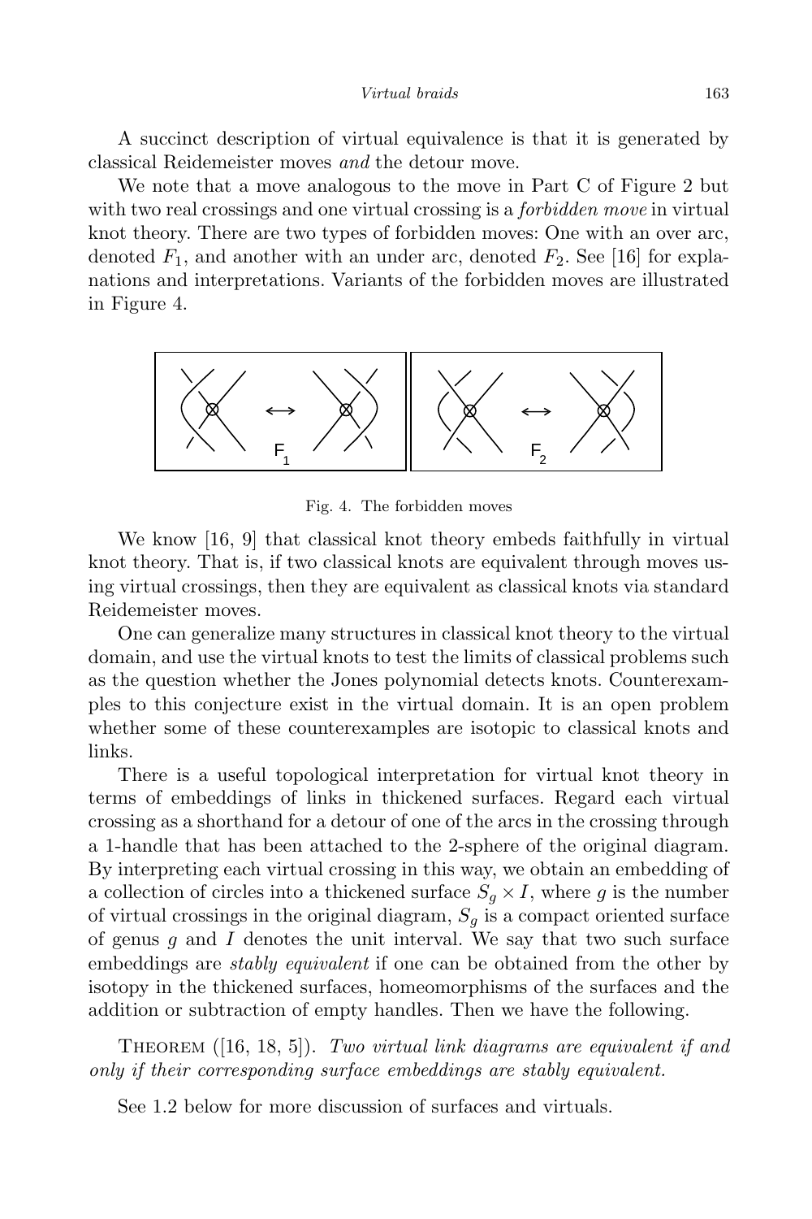A succinct description of virtual equivalence is that it is generated by classical Reidemeister moves *and* the detour move.

We note that a move analogous to the move in Part C of Figure 2 but with two real crossings and one virtual crossing is a *forbidden move* in virtual knot theory. There are two types of forbidden moves: One with an over arc, denoted $F_1$, and another with an under arc, denoted $F_2$. See [16] for explanations and interpretations. Variants of the forbidden moves are illustrated in Figure 4.

Fig. 4. The forbidden moves

We know [16, 9] that classical knot theory embeds faithfully in virtual knot theory. That is, if two classical knots are equivalent through moves using virtual crossings, then they are equivalent as classical knots via standard Reidemeister moves.

One can generalize many structures in classical knot theory to the virtual domain, and use the virtual knots to test the limits of classical problems such as the question whether the Jones polynomial detects knots. Counterexamples to this conjecture exist in the virtual domain. It is an open problem whether some of these counterexamples are isotopic to classical knots and links.

There is a useful topological interpretation for virtual knot theory in terms of embeddings of links in thickened surfaces. Regard each virtual crossing as a shorthand for a detour of one of the arcs in the crossing through a 1-handle that has been attached to the 2-sphere of the original diagram. By interpreting each virtual crossing in this way, we obtain an embedding of a collection of circles into a thickened surface $S_g \times I$, where $g$ is the number of virtual crossings in the original diagram, $S_g$ is a compact oriented surface of genus $g$ and $I$ denotes the unit interval. We say that two such surface embeddings are *stably equivalent* if one can be obtained from the other by isotopy in the thickened surfaces, homeomorphisms of the surfaces and the addition or subtraction of empty handles. Then we have the following.

Theorem ([16, 18, 5]). *Two virtual link diagrams are equivalent if and only if their corresponding surface embeddings are stably equivalent.*

See 1.2 below for more discussion of surfaces and virtuals.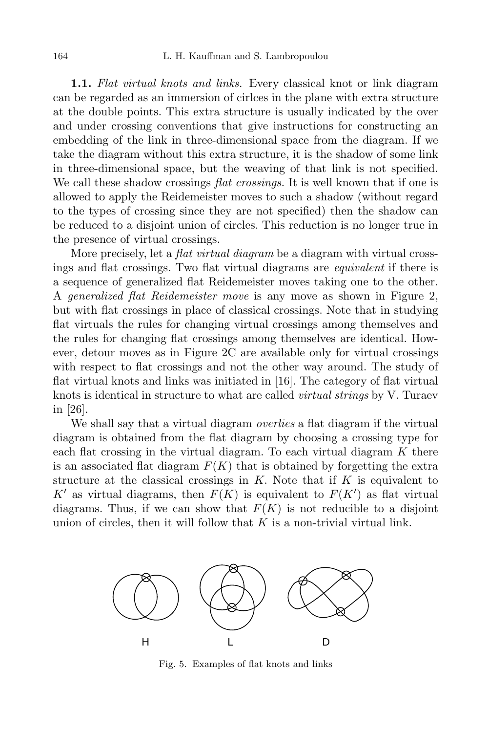**1.1.** *Flat virtual knots and links.* Every classical knot or link diagram can be regarded as an immersion of cirlces in the plane with extra structure at the double points. This extra structure is usually indicated by the over and under crossing conventions that give instructions for constructing an embedding of the link in three-dimensional space from the diagram. If we take the diagram without this extra structure, it is the shadow of some link in three-dimensional space, but the weaving of that link is not specified. We call these shadow crossings *flat crossings.* It is well known that if one is allowed to apply the Reidemeister moves to such a shadow (without regard to the types of crossing since they are not specified) then the shadow can be reduced to a disjoint union of circles. This reduction is no longer true in the presence of virtual crossings.

More precisely, let a *flat virtual diagram* be a diagram with virtual crossings and flat crossings. Two flat virtual diagrams are *equivalent* if there is a sequence of generalized flat Reidemeister moves taking one to the other. A *generalized flat Reidemeister move* is any move as shown in Figure 2, but with flat crossings in place of classical crossings. Note that in studying flat virtuals the rules for changing virtual crossings among themselves and the rules for changing flat crossings among themselves are identical. However, detour moves as in Figure 2C are available only for virtual crossings with respect to flat crossings and not the other way around. The study of flat virtual knots and links was initiated in [16]. The category of flat virtual knots is identical in structure to what are called *virtual strings* by V. Turaev in [26].

We shall say that a virtual diagram *overlies* a flat diagram if the virtual diagram is obtained from the flat diagram by choosing a crossing type for each flat crossing in the virtual diagram. To each virtual diagram $K$ there is an associated flat diagram $F(K)$ that is obtained by forgetting the extra structure at the classical crossings in $K$. Note that if $K$ is equivalent to $K'$ as virtual diagrams, then $F(K)$ is equivalent to $F(K')$ as flat virtual diagrams. Thus, if we can show that $F(K)$ is not reducible to a disjoint union of circles, then it will follow that $K$ is a non-trivial virtual link.

H L D

Fig. 5. Examples of flat knots and links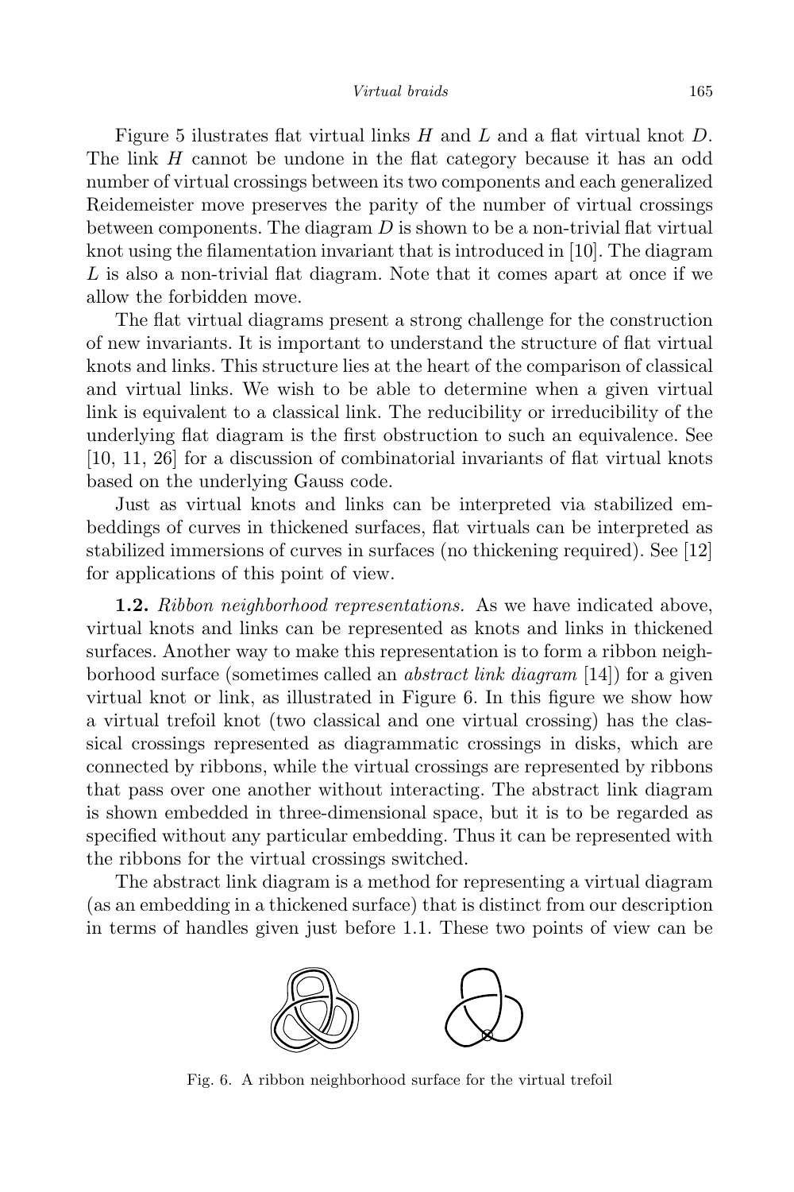Figure 5 ilustrates flat virtual links $H$ and $L$ and a flat virtual knot $D$. The link $H$ cannot be undone in the flat category because it has an odd number of virtual crossings between its two components and each generalized Reidemeister move preserves the parity of the number of virtual crossings between components. The diagram $D$ is shown to be a non-trivial flat virtual knot using the filamentation invariant that is introduced in [10]. The diagram $L$ is also a non-trivial flat diagram. Note that it comes apart at once if we allow the forbidden move.

The flat virtual diagrams present a strong challenge for the construction of new invariants. It is important to understand the structure of flat virtual knots and links. This structure lies at the heart of the comparison of classical and virtual links. We wish to be able to determine when a given virtual link is equivalent to a classical link. The reducibility or irreducibility of the underlying flat diagram is the first obstruction to such an equivalence. See [10, 11, 26] for a discussion of combinatorial invariants of flat virtual knots based on the underlying Gauss code.

Just as virtual knots and links can be interpreted via stabilized embeddings of curves in thickened surfaces, flat virtuals can be interpreted as stabilized immersions of curves in surfaces (no thickening required). See [12] for applications of this point of view.

**1.2.** *Ribbon neighborhood representations.* As we have indicated above, virtual knots and links can be represented as knots and links in thickened surfaces. Another way to make this representation is to form a ribbon neighborhood surface (sometimes called an *abstract link diagram* [14]) for a given virtual knot or link, as illustrated in Figure 6. In this figure we show how a virtual trefoil knot (two classical and one virtual crossing) has the classical crossings represented as diagrammatic crossings in disks, which are connected by ribbons, while the virtual crossings are represented by ribbons that pass over one another without interacting. The abstract link diagram is shown embedded in three-dimensional space, but it is to be regarded as specified without any particular embedding. Thus it can be represented with the ribbons for the virtual crossings switched.

The abstract link diagram is a method for representing a virtual diagram (as an embedding in a thickened surface) that is distinct from our description in terms of handles given just before 1.1. These two points of view can be

Fig. 6. A ribbon neighborhood surface for the virtual trefoil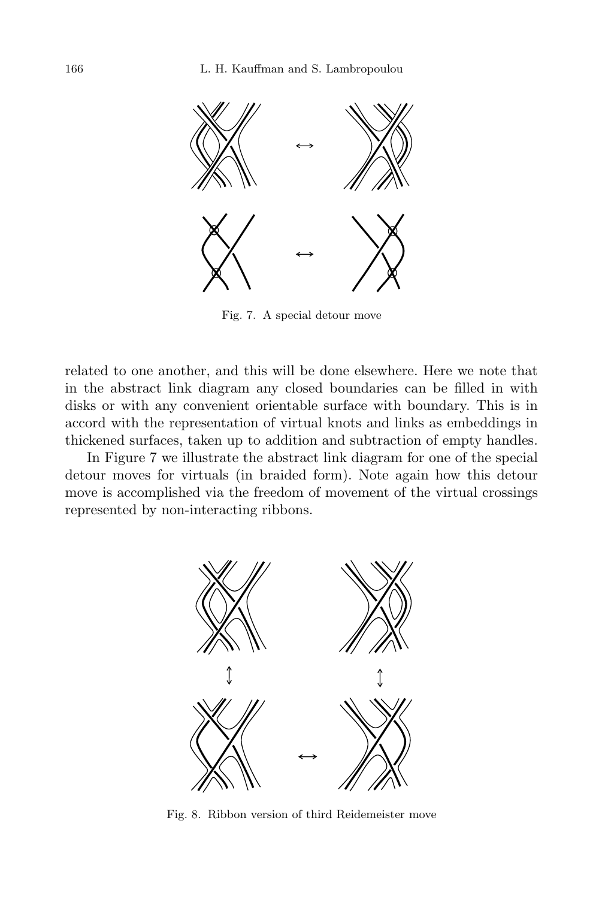Fig. 7. A special detour move

related to one another, and this will be done elsewhere. Here we note that in the abstract link diagram any closed boundaries can be filled in with disks or with any convenient orientable surface with boundary. This is in accord with the representation of virtual knots and links as embeddings in thickened surfaces, taken up to addition and subtraction of empty handles.

In Figure 7 we illustrate the abstract link diagram for one of the special detour moves for virtuals (in braided form). Note again how this detour move is accomplished via the freedom of movement of the virtual crossings represented by non-interacting ribbons.

Fig. 8. Ribbon version of third Reidemeister move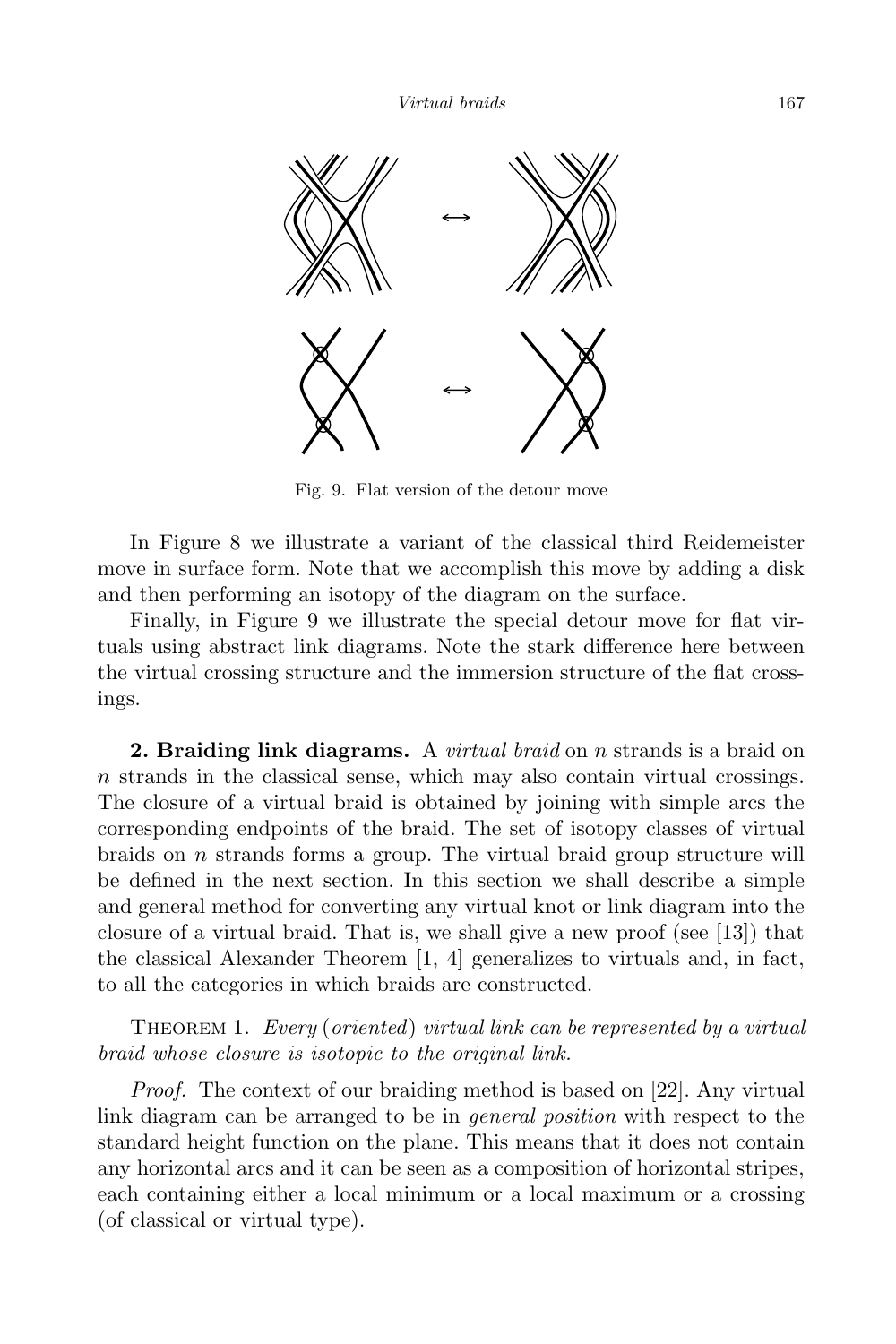Fig. 9. Flat version of the detour move

In Figure 8 we illustrate a variant of the classical third Reidemeister move in surface form. Note that we accomplish this move by adding a disk and then performing an isotopy of the diagram on the surface.

Finally, in Figure 9 we illustrate the special detour move for flat virtuals using abstract link diagrams. Note the stark difference here between the virtual crossing structure and the immersion structure of the flat crossings.

**2. Braiding link diagrams.** A *virtual braid* on $n$ strands is a braid on $n$ strands in the classical sense, which may also contain virtual crossings. The closure of a virtual braid is obtained by joining with simple arcs the corresponding endpoints of the braid. The set of isotopy classes of virtual braids on $n$ strands forms a group. The virtual braid group structure will be defined in the next section. In this section we shall describe a simple and general method for converting any virtual knot or link diagram into the closure of a virtual braid. That is, we shall give a new proof (see [13]) that the classical Alexander Theorem [1, 4] generalizes to virtuals and, in fact, to all the categories in which braids are constructed.

THEOREM 1. *Every* (*oriented*) *virtual link can be represented by a virtual braid whose closure is isotopic to the original link.*

*Proof.* The context of our braiding method is based on [22]. Any virtual link diagram can be arranged to be in *general position* with respect to the standard height function on the plane. This means that it does not contain any horizontal arcs and it can be seen as a composition of horizontal stripes, each containing either a local minimum or a local maximum or a crossing (of classical or virtual type).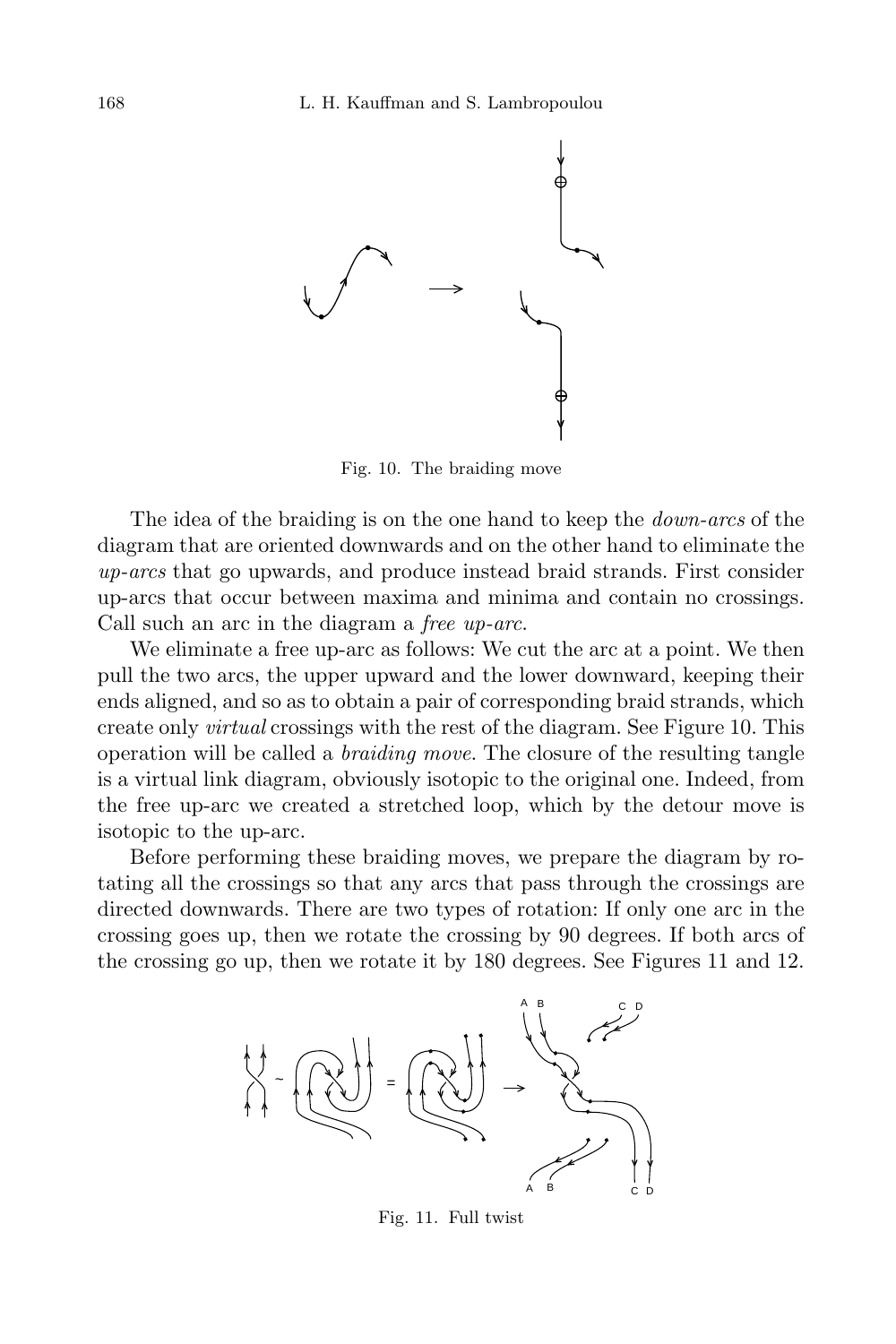Fig. 10. The braiding move

The idea of the braiding is on the one hand to keep the *down-arcs* of the diagram that are oriented downwards and on the other hand to eliminate the *up-arcs* that go upwards, and produce instead braid strands. First consider up-arcs that occur between maxima and minima and contain no crossings. Call such an arc in the diagram a *free up-arc*.

We eliminate a free up-arc as follows: We cut the arc at a point. We then pull the two arcs, the upper upward and the lower downward, keeping their ends aligned, and so as to obtain a pair of corresponding braid strands, which create only *virtual* crossings with the rest of the diagram. See Figure 10. This operation will be called a *braiding move*. The closure of the resulting tangle is a virtual link diagram, obviously isotopic to the original one. Indeed, from the free up-arc we created a stretched loop, which by the detour move is isotopic to the up-arc.

Before performing these braiding moves, we prepare the diagram by rotating all the crossings so that any arcs that pass through the crossings are directed downwards. There are two types of rotation: If only one arc in the crossing goes up, then we rotate the crossing by 90 degrees. If both arcs of the crossing go up, then we rotate it by 180 degrees. See Figures 11 and 12.

Fig. 11. Full twist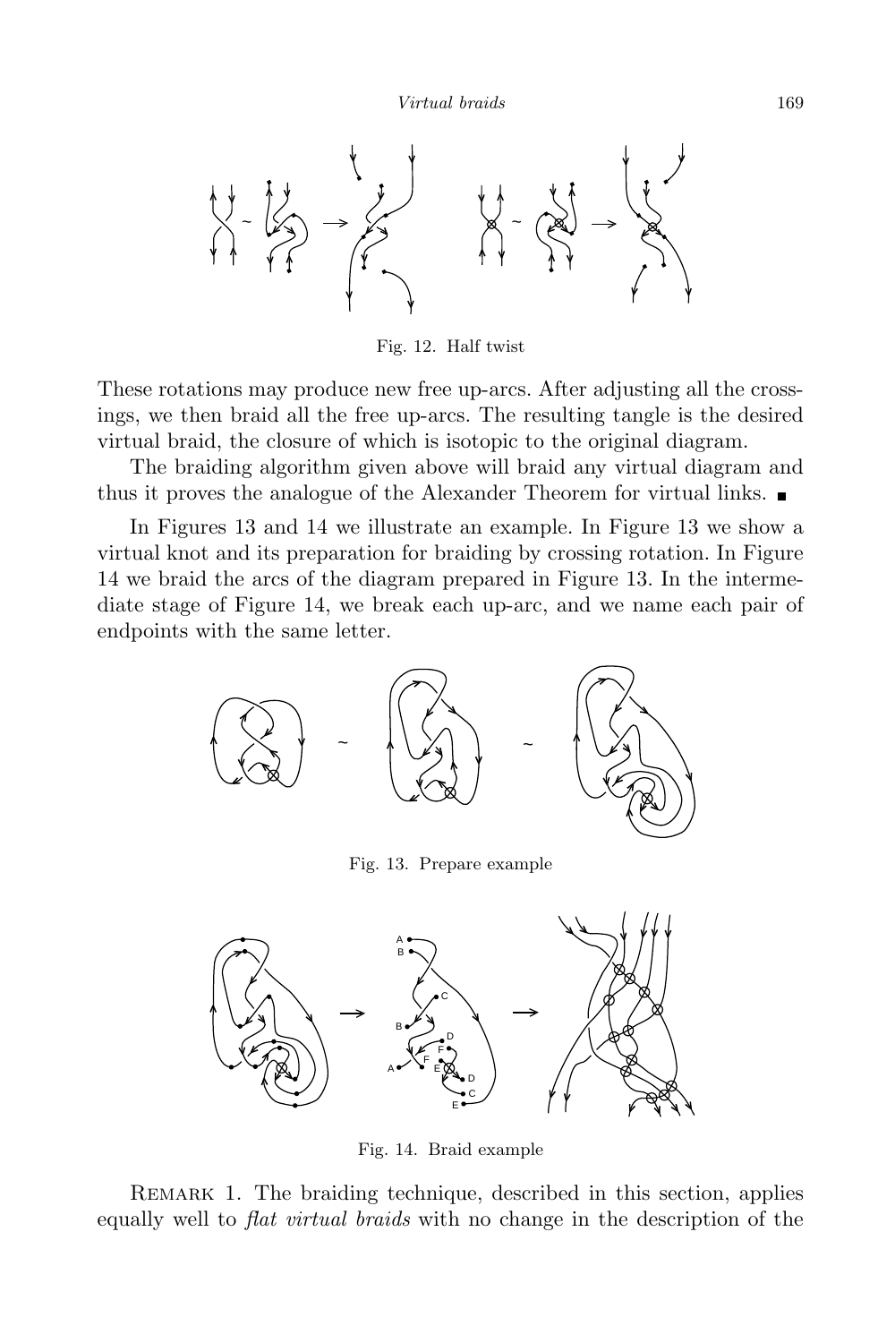Fig. 12. Half twist

These rotations may produce new free up-arcs. After adjusting all the crossings, we then braid all the free up-arcs. The resulting tangle is the desired virtual braid, the closure of which is isotopic to the original diagram.

The braiding algorithm given above will braid any virtual diagram and thus it proves the analogue of the Alexander Theorem for virtual links. ∎

In Figures 13 and 14 we illustrate an example. In Figure 13 we show a virtual knot and its preparation for braiding by crossing rotation. In Figure 14 we braid the arcs of the diagram prepared in Figure 13. In the intermediate stage of Figure 14, we break each up-arc, and we name each pair of endpoints with the same letter.

Fig. 13. Prepare example

Fig. 14. Braid example

Remark 1. The braiding technique, described in this section, applies equally well to *flat virtual braids* with no change in the description of the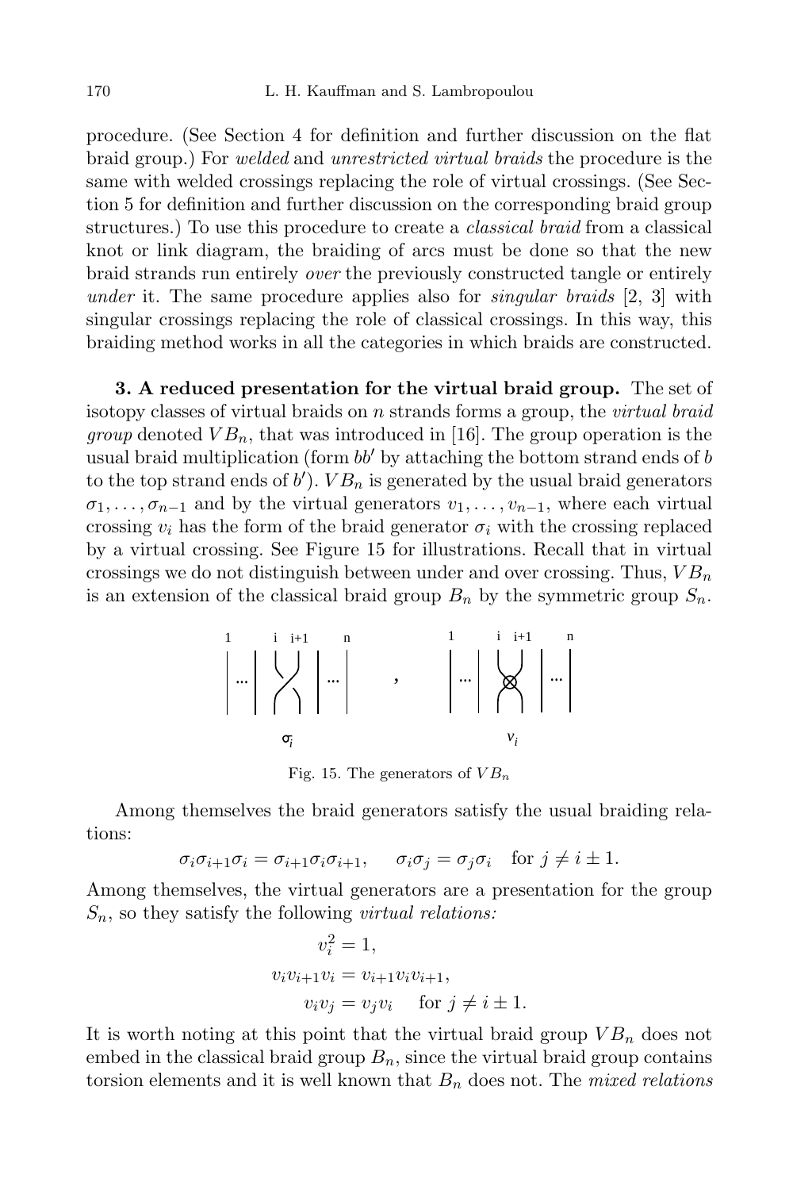procedure. (See Section 4 for definition and further discussion on the flat braid group.) For *welded* and *unrestricted virtual braids* the procedure is the same with welded crossings replacing the role of virtual crossings. (See Section 5 for definition and further discussion on the corresponding braid group structures.) To use this procedure to create a *classical braid* from a classical knot or link diagram, the braiding of arcs must be done so that the new braid strands run entirely *over* the previously constructed tangle or entirely *under* it. The same procedure applies also for *singular braids* [2, 3] with singular crossings replacing the role of classical crossings. In this way, this braiding method works in all the categories in which braids are constructed.

**3. A reduced presentation for the virtual braid group.** The set of isotopy classes of virtual braids on $n$ strands forms a group, the *virtual braid group* denoted $VB_n$, that was introduced in [16]. The group operation is the usual braid multiplication (form $bb'$ by attaching the bottom strand ends of $b$ to the top strand ends of $b'$). $VB_n$ is generated by the usual braid generators $\sigma_1, \ldots, \sigma_{n-1}$ and by the virtual generators $v_1, \ldots, v_{n-1}$, where each virtual crossing $v_i$ has the form of the braid generator $\sigma_i$ with the crossing replaced by a virtual crossing. See Figure 15 for illustrations. Recall that in virtual crossings we do not distinguish between under and over crossing. Thus, $VB_n$ is an extension of the classical braid group $B_n$ by the symmetric group $S_n$.

Fig. 15. The generators of $VB_n$

Among themselves the braid generators satisfy the usual braiding relations:

$$\sigma_i\sigma_{i+1}\sigma_i = \sigma_{i+1}\sigma_i\sigma_{i+1}, \quad \sigma_i\sigma_j = \sigma_j\sigma_i \quad \text{for } j \neq i \pm 1.$$

Among themselves, the virtual generators are a presentation for the group $S_n$, so they satisfy the following *virtual relations:*

$$\begin{aligned} v_i^2 &= 1, \\ v_iv_{i+1}v_i &= v_{i+1}v_iv_{i+1}, \\ v_iv_j &= v_jv_i \quad \text{for } j \neq i \pm 1. \end{aligned}$$

It is worth noting at this point that the virtual braid group $VB_n$ does not embed in the classical braid group $B_n$, since the virtual braid group contains torsion elements and it is well known that $B_n$ does not. The *mixed relations*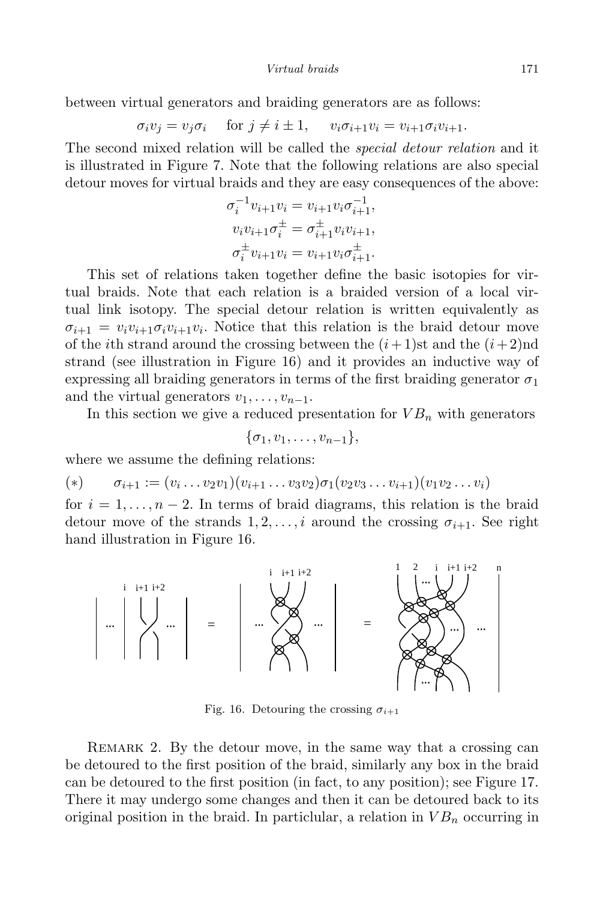between virtual generators and braiding generators are as follows:

$$\sigma_i v_j = v_j \sigma_i \quad \text{for } j \neq i \pm 1, \qquad v_i \sigma_{i+1} v_i = v_{i+1} \sigma_i v_{i+1}.$$

The second mixed relation will be called the *special detour relation* and it is illustrated in Figure 7. Note that the following relations are also special detour moves for virtual braids and they are easy consequences of the above:

$$\sigma_i^{-1} v_{i+1} v_i = v_{i+1} v_i \sigma_{i+1}^{-1},$$
$$v_i v_{i+1} \sigma_i^{\pm} = \sigma_{i+1}^{\pm} v_i v_{i+1},$$
$$\sigma_i^{\pm} v_{i+1} v_i = v_{i+1} v_i \sigma_{i+1}^{\pm}.$$

This set of relations taken together define the basic isotopies for virtual braids. Note that each relation is a braided version of a local virtual link isotopy. The special detour relation is written equivalently as $\sigma_{i+1} = v_i v_{i+1} \sigma_i v_{i+1} v_i$. Notice that this relation is the braid detour move of the $i$th strand around the crossing between the $(i+1)$st and the $(i+2)$nd strand (see illustration in Figure 16) and it provides an inductive way of expressing all braiding generators in terms of the first braiding generator $\sigma_1$ and the virtual generators $v_1, \ldots, v_{n-1}$.

In this section we give a reduced presentation for $VB_n$ with generators

$$\{\sigma_1, v_1, \ldots, v_{n-1}\},$$

where we assume the defining relations:

$$(*) \qquad \sigma_{i+1} := (v_i \ldots v_2 v_1)(v_{i+1} \ldots v_3 v_2) \sigma_1 (v_2 v_3 \ldots v_{i+1})(v_1 v_2 \ldots v_i)$$

for $i = 1, \ldots, n-2$. In terms of braid diagrams, this relation is the braid detour move of the strands $1, 2, \ldots, i$ around the crossing $\sigma_{i+1}$. See right hand illustration in Figure 16.

Fig. 16. Detouring the crossing $\sigma_{i+1}$

Remark 2. By the detour move, in the same way that a crossing can be detoured to the first position of the braid, similarly any box in the braid can be detoured to the first position (in fact, to any position); see Figure 17. There it may undergo some changes and then it can be detoured back to its original position in the braid. In particlular, a relation in $VB_n$ occurring in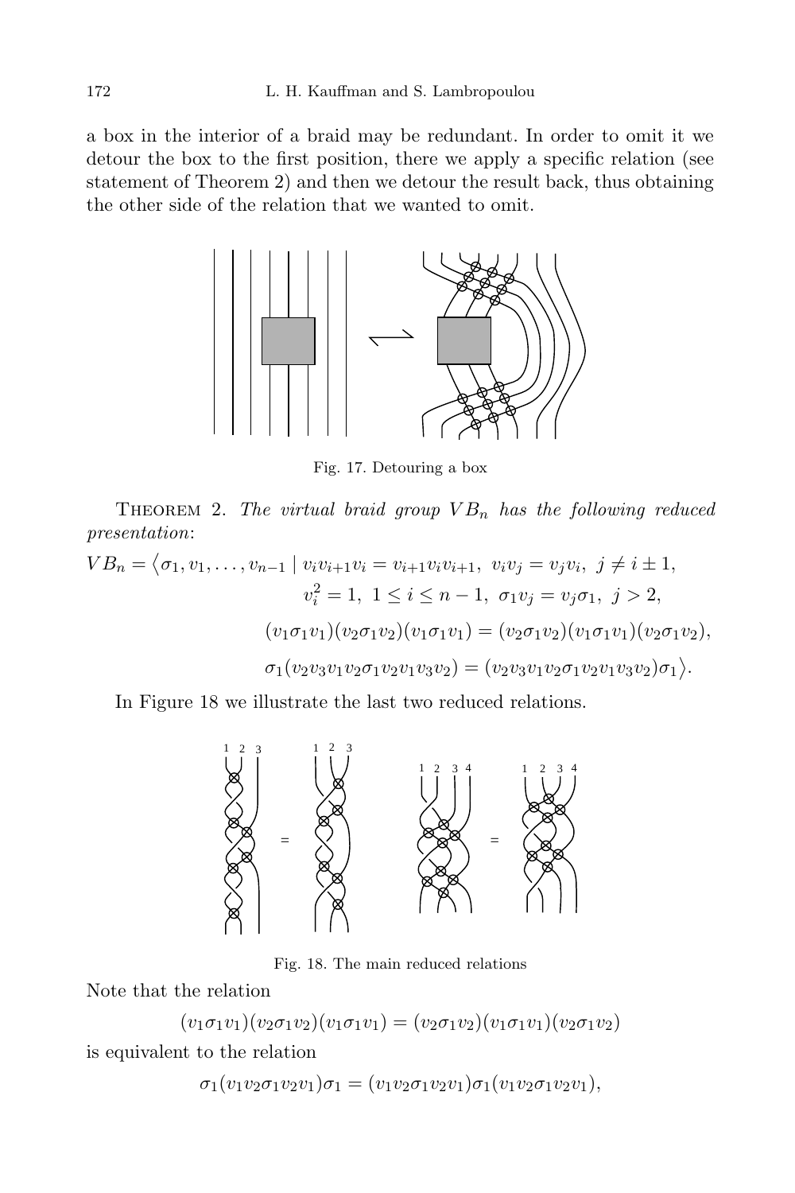a box in the interior of a braid may be redundant. In order to omit it we detour the box to the first position, there we apply a specific relation (see statement of Theorem 2) and then we detour the result back, thus obtaining the other side of the relation that we wanted to omit.

Fig. 17. Detouring a box

THEOREM 2. *The virtual braid group $VB_n$ has the following reduced presentation*:

$$
\begin{aligned}
VB_n = \langle \sigma_1, v_1, \ldots, v_{n-1} \mid\ & v_i v_{i+1} v_i = v_{i+1} v_i v_{i+1},\ v_i v_j = v_j v_i,\ j \neq i \pm 1, \\
& v_i^2 = 1,\ 1 \leq i \leq n-1,\ \sigma_1 v_j = v_j \sigma_1,\ j > 2, \\
& (v_1 \sigma_1 v_1)(v_2 \sigma_1 v_2)(v_1 \sigma_1 v_1) = (v_2 \sigma_1 v_2)(v_1 \sigma_1 v_1)(v_2 \sigma_1 v_2), \\
& \sigma_1 (v_2 v_3 v_1 v_2 \sigma_1 v_2 v_1 v_3 v_2) = (v_2 v_3 v_1 v_2 \sigma_1 v_2 v_1 v_3 v_2) \sigma_1 \rangle.
\end{aligned}
$$

In Figure 18 we illustrate the last two reduced relations.

Fig. 18. The main reduced relations

Note that the relation

$$(v_1 \sigma_1 v_1)(v_2 \sigma_1 v_2)(v_1 \sigma_1 v_1) = (v_2 \sigma_1 v_2)(v_1 \sigma_1 v_1)(v_2 \sigma_1 v_2)$$

is equivalent to the relation

$$\sigma_1 (v_1 v_2 \sigma_1 v_2 v_1) \sigma_1 = (v_1 v_2 \sigma_1 v_2 v_1) \sigma_1 (v_1 v_2 \sigma_1 v_2 v_1),$$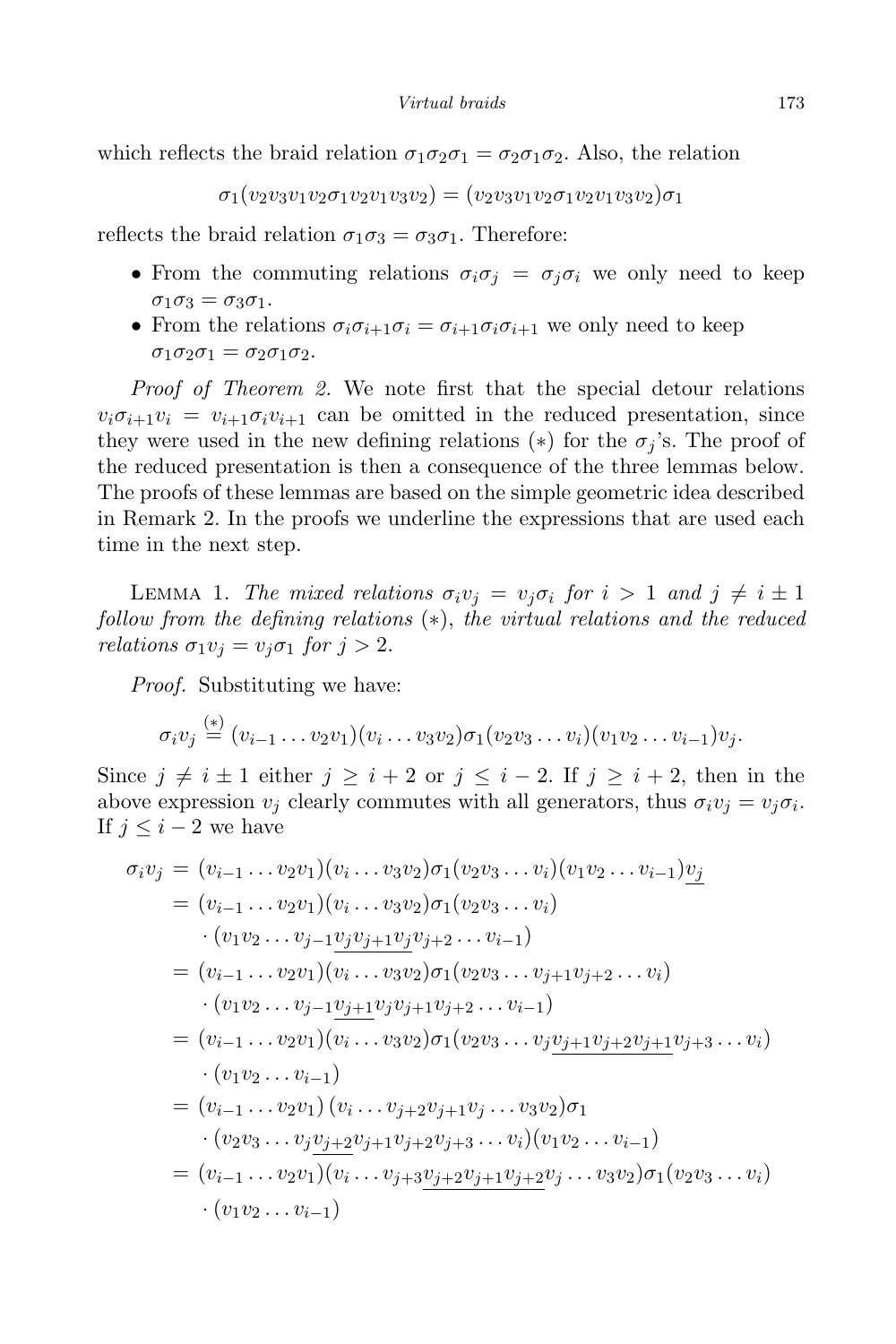which reflects the braid relation $\sigma_1\sigma_2\sigma_1 = \sigma_2\sigma_1\sigma_2$. Also, the relation

$$\sigma_1(v_2v_3v_1v_2\sigma_1v_2v_1v_3v_2) = (v_2v_3v_1v_2\sigma_1v_2v_1v_3v_2)\sigma_1$$

reflects the braid relation $\sigma_1\sigma_3 = \sigma_3\sigma_1$. Therefore:

- From the commuting relations $\sigma_i\sigma_j = \sigma_j\sigma_i$ we only need to keep $\sigma_1\sigma_3 = \sigma_3\sigma_1$.
- From the relations $\sigma_i\sigma_{i+1}\sigma_i = \sigma_{i+1}\sigma_i\sigma_{i+1}$ we only need to keep $\sigma_1\sigma_2\sigma_1 = \sigma_2\sigma_1\sigma_2$.

*Proof of Theorem 2.* We note first that the special detour relations $v_i\sigma_{i+1}v_i = v_{i+1}\sigma_iv_{i+1}$ can be omitted in the reduced presentation, since they were used in the new defining relations $(*)$ for the $\sigma_j$'s. The proof of the reduced presentation is then a consequence of the three lemmas below. The proofs of these lemmas are based on the simple geometric idea described in Remark 2. In the proofs we underline the expressions that are used each time in the next step.

LEMMA 1. *The mixed relations $\sigma_iv_j = v_j\sigma_i$ for $i > 1$ and $j \neq i \pm 1$ follow from the defining relations $(*)$, the virtual relations and the reduced relations $\sigma_1v_j = v_j\sigma_1$ for $j > 2$.*

*Proof.* Substituting we have:

$$\sigma_iv_j \overset{(*)}{=} (v_{i-1}\ldots v_2v_1)(v_i\ldots v_3v_2)\sigma_1(v_2v_3\ldots v_i)(v_1v_2\ldots v_{i-1})v_j.$$

Since $j \neq i \pm 1$ either $j \geq i+2$ or $j \leq i-2$. If $j \geq i+2$, then in the above expression $v_j$ clearly commutes with all generators, thus $\sigma_iv_j = v_j\sigma_i$. If $j \leq i-2$ we have

$$\begin{aligned}
\sigma_iv_j &= (v_{i-1}\ldots v_2v_1)(v_i\ldots v_3v_2)\sigma_1(v_2v_3\ldots v_i)(v_1v_2\ldots v_{i-1})\underline{v_j}\\
&= (v_{i-1}\ldots v_2v_1)(v_i\ldots v_3v_2)\sigma_1(v_2v_3\ldots v_i)\\
&\quad\cdot(v_1v_2\ldots v_{j-1}\underline{v_jv_{j+1}v_j}v_{j+2}\ldots v_{i-1})\\
&= (v_{i-1}\ldots v_2v_1)(v_i\ldots v_3v_2)\sigma_1(v_2v_3\ldots v_{j+1}v_{j+2}\ldots v_i)\\
&\quad\cdot(v_1v_2\ldots v_{j-1}\underline{v_{j+1}}v_jv_{j+1}v_{j+2}\ldots v_{i-1})\\
&= (v_{i-1}\ldots v_2v_1)(v_i\ldots v_3v_2)\sigma_1(v_2v_3\ldots v_j\underline{v_{j+1}v_{j+2}v_{j+1}}v_{j+3}\ldots v_i)\\
&\quad\cdot(v_1v_2\ldots v_{i-1})\\
&= (v_{i-1}\ldots v_2v_1)(v_i\ldots v_{j+2}v_{j+1}v_j\ldots v_3v_2)\sigma_1\\
&\quad\cdot(v_2v_3\ldots v_j\underline{v_{j+2}}v_{j+1}v_{j+2}v_{j+3}\ldots v_i)(v_1v_2\ldots v_{i-1})\\
&= (v_{i-1}\ldots v_2v_1)(v_i\ldots v_{j+3}\underline{v_{j+2}v_{j+1}v_{j+2}}v_j\ldots v_3v_2)\sigma_1(v_2v_3\ldots v_i)\\
&\quad\cdot(v_1v_2\ldots v_{i-1})
\end{aligned}$$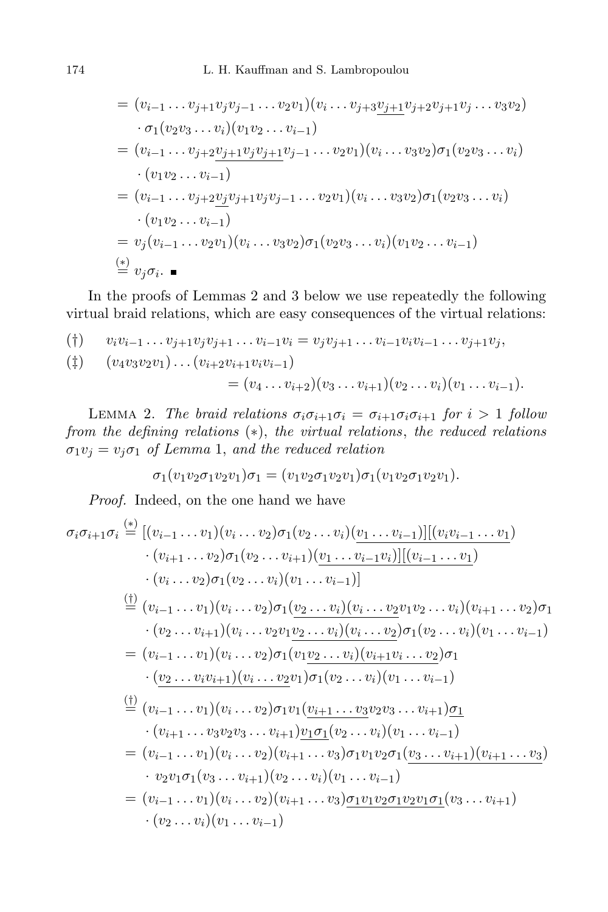$$
\begin{aligned}
&= (v_{i-1} \dots v_{j+1} v_j v_{j-1} \dots v_2 v_1)(v_i \dots v_{j+3} \underline{v_{j+1}} v_{j+2} v_{j+1} v_j \dots v_3 v_2) \\
&\quad \cdot \sigma_1 (v_2 v_3 \dots v_i)(v_1 v_2 \dots v_{i-1}) \\
&= (v_{i-1} \dots v_{j+2} \underline{v_{j+1} v_j v_{j+1}} v_{j-1} \dots v_2 v_1)(v_i \dots v_3 v_2) \sigma_1 (v_2 v_3 \dots v_i) \\
&\quad \cdot (v_1 v_2 \dots v_{i-1}) \\
&= (v_{i-1} \dots v_{j+2} \underline{v_j} v_{j+1} v_j v_{j-1} \dots v_2 v_1)(v_i \dots v_3 v_2) \sigma_1 (v_2 v_3 \dots v_i) \\
&\quad \cdot (v_1 v_2 \dots v_{i-1}) \\
&= v_j (v_{i-1} \dots v_2 v_1)(v_i \dots v_3 v_2) \sigma_1 (v_2 v_3 \dots v_i)(v_1 v_2 \dots v_{i-1}) \\
&\overset{(*)}{=} v_j \sigma_i. \quad \blacksquare
\end{aligned}
$$

In the proofs of Lemmas 2 and 3 below we use repeatedly the following virtual braid relations, which are easy consequences of the virtual relations:

$$
(\dagger) \qquad v_i v_{i-1} \dots v_{j+1} v_j v_{j+1} \dots v_{i-1} v_i = v_j v_{j+1} \dots v_{i-1} v_i v_{i-1} \dots v_{j+1} v_j,
$$

$$
\begin{aligned}
(\ddagger) \qquad & (v_4 v_3 v_2 v_1) \dots (v_{i+2} v_{i+1} v_i v_{i-1}) \\
& \qquad = (v_4 \dots v_{i+2})(v_3 \dots v_{i+1})(v_2 \dots v_i)(v_1 \dots v_{i-1}).
\end{aligned}
$$

LEMMA 2. *The braid relations $\sigma_i \sigma_{i+1} \sigma_i = \sigma_{i+1} \sigma_i \sigma_{i+1}$ for $i > 1$ follow from the defining relations $(*)$, the virtual relations, the reduced relations $\sigma_1 v_j = v_j \sigma_1$ of Lemma 1, and the reduced relation*

$$
\sigma_1 (v_1 v_2 \sigma_1 v_2 v_1) \sigma_1 = (v_1 v_2 \sigma_1 v_2 v_1) \sigma_1 (v_1 v_2 \sigma_1 v_2 v_1).
$$

*Proof.* Indeed, on the one hand we have

$$
\begin{aligned}
\sigma_i \sigma_{i+1} \sigma_i &\overset{(*)}{=} [(v_{i-1} \dots v_1)(v_i \dots v_2) \sigma_1 (v_2 \dots v_i)(\underline{v_1 \dots v_{i-1}})][\underline{(v_i v_{i-1} \dots v_1}) \\
&\quad \cdot (v_{i+1} \dots v_2) \sigma_1 (v_2 \dots v_{i+1})(\underline{v_1 \dots v_{i-1} v_i})][\underline{(v_{i-1} \dots v_1})\\
&\quad \cdot (v_i \dots v_2) \sigma_1 (v_2 \dots v_i)(v_1 \dots v_{i-1})] \\
&\overset{(\dagger)}{=} (v_{i-1} \dots v_1)(v_i \dots v_2) \sigma_1 (\underline{v_2 \dots v_i)(v_i \dots v_2} v_1 v_2 \dots v_i)(v_{i+1} \dots v_2) \sigma_1 \\
&\quad \cdot (v_2 \dots v_{i+1})(v_i \dots v_2 v_1 \underline{v_2 \dots v_i)(v_i \dots v_2}) \sigma_1 (v_2 \dots v_i)(v_1 \dots v_{i-1}) \\
&= (v_{i-1} \dots v_1)(v_i \dots v_2) \sigma_1 (v_1 \underline{v_2 \dots v_i)(v_{i+1} v_i \dots v_2}) \sigma_1 \\
&\quad \cdot (\underline{v_2 \dots v_i v_{i+1})(v_i \dots v_2} v_1) \sigma_1 (v_2 \dots v_i)(v_1 \dots v_{i-1}) \\
&\overset{(\dagger)}{=} (v_{i-1} \dots v_1)(v_i \dots v_2) \sigma_1 v_1 (\underline{v_{i+1} \dots v_3} v_2 v_3 \dots v_{i+1}) \underline{\sigma_1} \\
&\quad \cdot (v_{i+1} \dots v_3 v_2 v_3 \dots v_{i+1}) \underline{v_1 \sigma_1} (v_2 \dots v_i)(v_1 \dots v_{i-1}) \\
&= (v_{i-1} \dots v_1)(v_i \dots v_2)(v_{i+1} \dots v_3) \sigma_1 v_1 v_2 \sigma_1 (\underline{v_3 \dots v_{i+1})(v_{i+1} \dots v_3}) \\
&\quad \cdot\ v_2 v_1 \sigma_1 (v_3 \dots v_{i+1})(v_2 \dots v_i)(v_1 \dots v_{i-1}) \\
&= (v_{i-1} \dots v_1)(v_i \dots v_2)(v_{i+1} \dots v_3) \underline{\sigma_1 v_1 v_2 \sigma_1 v_2 v_1 \sigma_1} (v_3 \dots v_{i+1}) \\
&\quad \cdot (v_2 \dots v_i)(v_1 \dots v_{i-1})
\end{aligned}
$$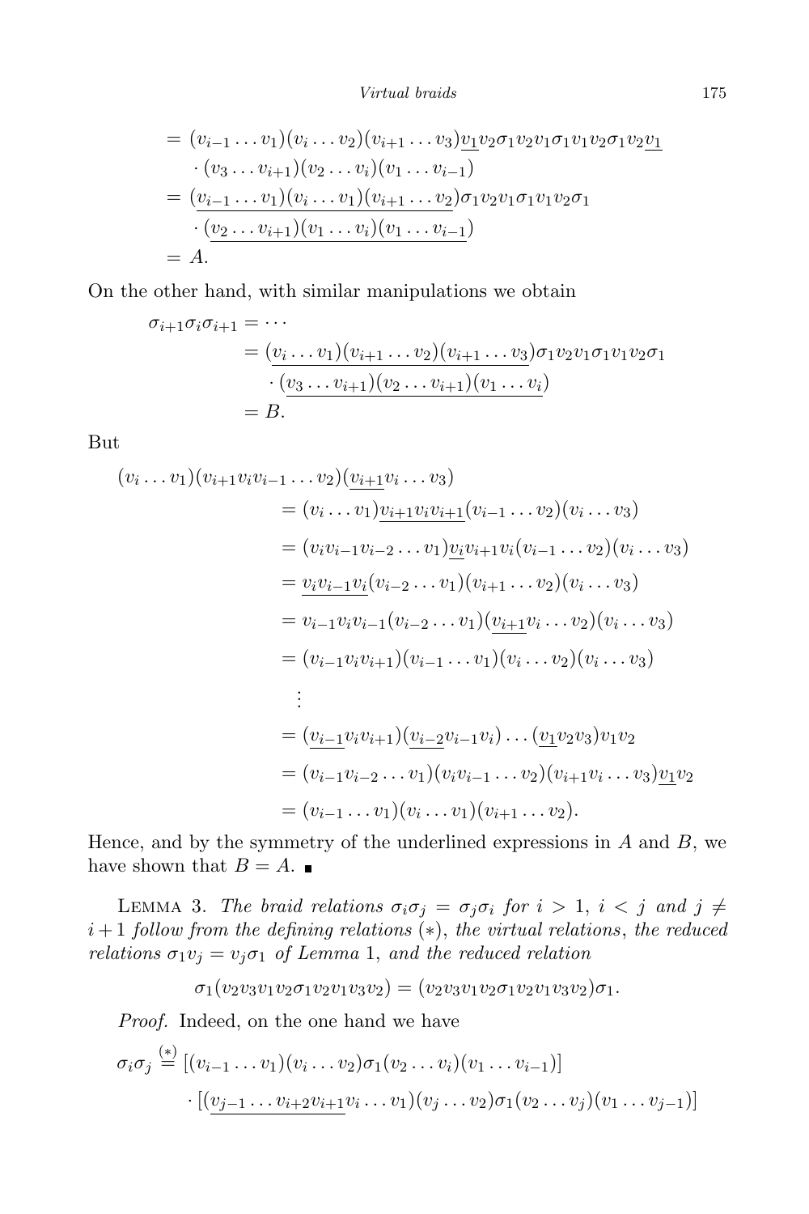$$
\begin{aligned}
&= (v_{i-1}\dots v_1)(v_i\dots v_2)(v_{i+1}\dots v_3)\underline{v_1}v_2\sigma_1 v_2 v_1\sigma_1 v_1 v_2\sigma_1 v_2\underline{v_1}\\
&\quad\cdot(v_3\dots v_{i+1})(v_2\dots v_i)(v_1\dots v_{i-1})\\
&= \underline{(v_{i-1}\dots v_1)(v_i\dots v_1)(v_{i+1}\dots v_2)}\sigma_1 v_2 v_1\sigma_1 v_1 v_2\sigma_1\\
&\quad\cdot\underline{(v_2\dots v_{i+1})(v_1\dots v_i)(v_1\dots v_{i-1})}\\
&= A.
\end{aligned}
$$

On the other hand, with similar manipulations we obtain

$$
\begin{aligned}
\sigma_{i+1}\sigma_i\sigma_{i+1} &= \cdots\\
&= \underline{(v_i\dots v_1)(v_{i+1}\dots v_2)(v_{i+1}\dots v_3)}\sigma_1 v_2 v_1\sigma_1 v_1 v_2\sigma_1\\
&\quad\cdot\underline{(v_3\dots v_{i+1})(v_2\dots v_{i+1})(v_1\dots v_i)}\\
&= B.
\end{aligned}
$$

But

$$
\begin{aligned}
(v_i\dots v_1)&(v_{i+1}v_i v_{i-1}\dots v_2)(\underline{v_{i+1}}v_i\dots v_3)\\
&= (v_i\dots v_1)\underline{v_{i+1}v_i v_{i+1}}(v_{i-1}\dots v_2)(v_i\dots v_3)\\
&= (v_i v_{i-1}v_{i-2}\dots v_1)\underline{v_i}v_{i+1}v_i(v_{i-1}\dots v_2)(v_i\dots v_3)\\
&= \underline{v_i v_{i-1}v_i}(v_{i-2}\dots v_1)(v_{i+1}\dots v_2)(v_i\dots v_3)\\
&= v_{i-1}v_i v_{i-1}(v_{i-2}\dots v_1)(\underline{v_{i+1}}v_i\dots v_2)(v_i\dots v_3)\\
&= (v_{i-1}v_i v_{i+1})(v_{i-1}\dots v_1)(v_i\dots v_2)(v_i\dots v_3)\\
&\ \ \vdots\\
&= (\underline{v_{i-1}}v_i v_{i+1})(\underline{v_{i-2}}v_{i-1}v_i)\dots(\underline{v_1}v_2 v_3)v_1 v_2\\
&= (v_{i-1}v_{i-2}\dots v_1)(v_i v_{i-1}\dots v_2)(v_{i+1}v_i\dots v_3)\underline{v_1}v_2\\
&= (v_{i-1}\dots v_1)(v_i\dots v_1)(v_{i+1}\dots v_2).
\end{aligned}
$$

Hence, and by the symmetry of the underlined expressions in $A$ and $B$, we have shown that $B = A$. ∎

LEMMA 3. *The braid relations $\sigma_i\sigma_j = \sigma_j\sigma_i$ for $i > 1$, $i < j$ and $j \neq i+1$ follow from the defining relations* $(*)$, *the virtual relations*, *the reduced relations $\sigma_1 v_j = v_j\sigma_1$ of Lemma* 1, *and the reduced relation*

$$
\sigma_1(v_2v_3v_1v_2\sigma_1v_2v_1v_3v_2) = (v_2v_3v_1v_2\sigma_1v_2v_1v_3v_2)\sigma_1.
$$

*Proof.* Indeed, on the one hand we have

$$
\begin{aligned}
\sigma_i\sigma_j &\overset{(*)}{=} [(v_{i-1}\dots v_1)(v_i\dots v_2)\sigma_1(v_2\dots v_i)(v_1\dots v_{i-1})]\\
&\quad\cdot[(\underline{v_{j-1}\dots v_{i+2}v_{i+1}}v_i\dots v_1)(v_j\dots v_2)\sigma_1(v_2\dots v_j)(v_1\dots v_{j-1})]
\end{aligned}
$$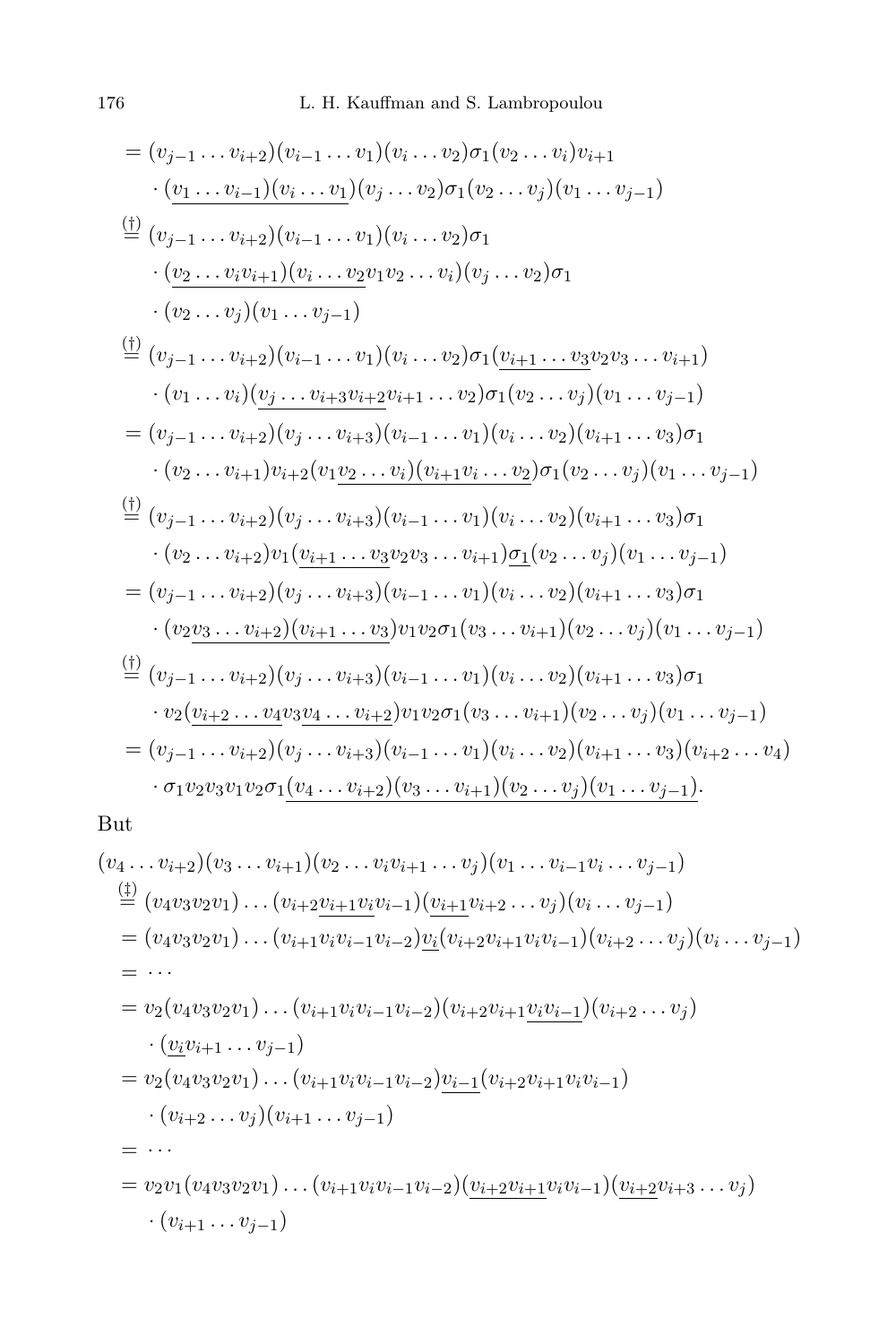$$
\begin{aligned}
&= (v_{j-1}\dots v_{i+2})(v_{i-1}\dots v_1)(v_i\dots v_2)\sigma_1(v_2\dots v_i)v_{i+1}\\
&\quad\cdot \underline{(v_1\dots v_{i-1})(v_i\dots v_1)}(v_j\dots v_2)\sigma_1(v_2\dots v_j)(v_1\dots v_{j-1})\\
&\overset{(\dagger)}{=} (v_{j-1}\dots v_{i+2})(v_{i-1}\dots v_1)(v_i\dots v_2)\sigma_1\\
&\quad\cdot \underline{(v_2\dots v_i v_{i+1})(v_i\dots v_2}v_1v_2\dots v_i)(v_j\dots v_2)\sigma_1\\
&\quad\cdot (v_2\dots v_j)(v_1\dots v_{j-1})\\
&\overset{(\dagger)}{=} (v_{j-1}\dots v_{i+2})(v_{i-1}\dots v_1)(v_i\dots v_2)\sigma_1(\underline{v_{i+1}\dots v_3}v_2v_3\dots v_{i+1})\\
&\quad\cdot (v_1\dots v_i)(\underline{v_j\dots v_{i+3}v_{i+2}}v_{i+1}\dots v_2)\sigma_1(v_2\dots v_j)(v_1\dots v_{j-1})\\
&= (v_{j-1}\dots v_{i+2})(v_j\dots v_{i+3})(v_{i-1}\dots v_1)(v_i\dots v_2)(v_{i+1}\dots v_3)\sigma_1\\
&\quad\cdot (v_2\dots v_{i+1})v_{i+2}(v_1\underline{v_2\dots v_i)(v_{i+1}v_i\dots v_2})\sigma_1(v_2\dots v_j)(v_1\dots v_{j-1})\\
&\overset{(\dagger)}{=} (v_{j-1}\dots v_{i+2})(v_j\dots v_{i+3})(v_{i-1}\dots v_1)(v_i\dots v_2)(v_{i+1}\dots v_3)\sigma_1\\
&\quad\cdot (v_2\dots v_{i+2})v_1(\underline{v_{i+1}\dots v_3}v_2v_3\dots v_{i+1})\underline{\sigma_1}(v_2\dots v_j)(v_1\dots v_{j-1})\\
&= (v_{j-1}\dots v_{i+2})(v_j\dots v_{i+3})(v_{i-1}\dots v_1)(v_i\dots v_2)(v_{i+1}\dots v_3)\sigma_1\\
&\quad\cdot (v_2\underline{v_3\dots v_{i+2})(v_{i+1}\dots v_3})v_1v_2\sigma_1(v_3\dots v_{i+1})(v_2\dots v_j)(v_1\dots v_{j-1})\\
&\overset{(\dagger)}{=} (v_{j-1}\dots v_{i+2})(v_j\dots v_{i+3})(v_{i-1}\dots v_1)(v_i\dots v_2)(v_{i+1}\dots v_3)\sigma_1\\
&\quad\cdot v_2(\underline{v_{i+2}\dots v_4}v_3\underline{v_4\dots v_{i+2}})v_1v_2\sigma_1(v_3\dots v_{i+1})(v_2\dots v_j)(v_1\dots v_{j-1})\\
&= (v_{j-1}\dots v_{i+2})(v_j\dots v_{i+3})(v_{i-1}\dots v_1)(v_i\dots v_2)(v_{i+1}\dots v_3)(v_{i+2}\dots v_4)\\
&\quad\cdot \sigma_1v_2v_3v_1v_2\sigma_1\underline{(v_4\dots v_{i+2})(v_3\dots v_{i+1})(v_2\dots v_j)(v_1\dots v_{j-1})}.
\end{aligned}
$$

But

$$
\begin{aligned}
&(v_4\dots v_{i+2})(v_3\dots v_{i+1})(v_2\dots v_iv_{i+1}\dots v_j)(v_1\dots v_{i-1}v_i\dots v_{j-1})\\
&\quad\overset{(\ddagger)}{=} (v_4v_3v_2v_1)\dots(v_{i+2}\underline{v_{i+1}v_i}v_{i-1})(\underline{v_{i+1}}v_{i+2}\dots v_j)(v_i\dots v_{j-1})\\
&\quad= (v_4v_3v_2v_1)\dots(v_{i+1}v_iv_{i-1}v_{i-2})\underline{v_i}(v_{i+2}v_{i+1}v_iv_{i-1})(v_{i+2}\dots v_j)(v_i\dots v_{j-1})\\
&\quad= \cdots\\
&\quad= v_2(v_4v_3v_2v_1)\dots(v_{i+1}v_iv_{i-1}v_{i-2})(v_{i+2}v_{i+1}\underline{v_iv_{i-1}})(v_{i+2}\dots v_j)\\
&\qquad\cdot(\underline{v_i}v_{i+1}\dots v_{j-1})\\
&\quad= v_2(v_4v_3v_2v_1)\dots(v_{i+1}v_iv_{i-1}v_{i-2})\underline{v_{i-1}}(v_{i+2}v_{i+1}v_iv_{i-1})\\
&\qquad\cdot(v_{i+2}\dots v_j)(v_{i+1}\dots v_{j-1})\\
&\quad= \cdots\\
&\quad= v_2v_1(v_4v_3v_2v_1)\dots(v_{i+1}v_iv_{i-1}v_{i-2})(\underline{v_{i+2}v_{i+1}}v_iv_{i-1})(\underline{v_{i+2}}v_{i+3}\dots v_j)\\
&\qquad\cdot(v_{i+1}\dots v_{j-1})
\end{aligned}
$$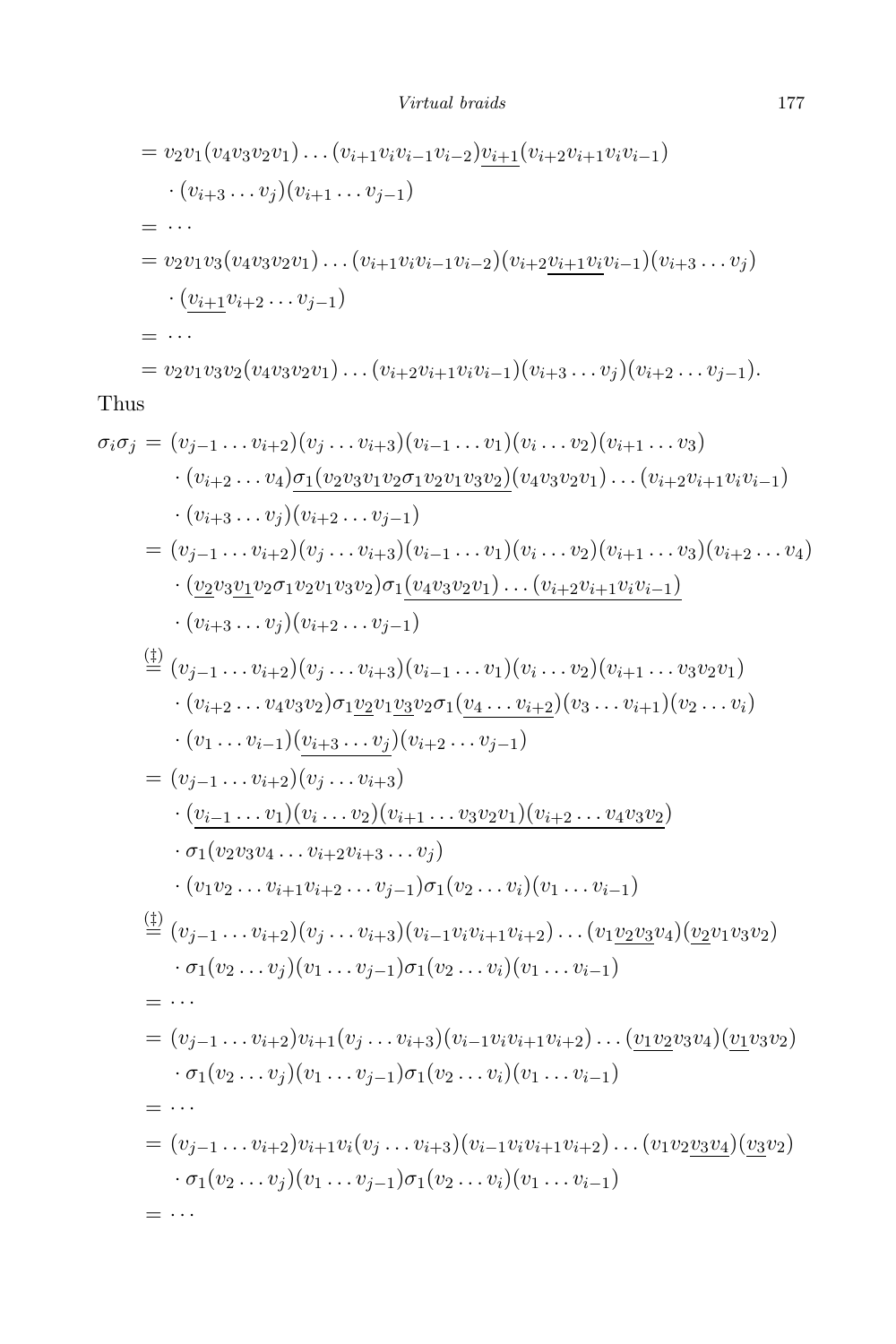$$
\begin{aligned}
&= v_2 v_1 (v_4 v_3 v_2 v_1) \dots (v_{i+1} v_i v_{i-1} v_{i-2}) \underline{v_{i+1}} (v_{i+2} v_{i+1} v_i v_{i-1}) \\
&\quad \cdot (v_{i+3} \dots v_j)(v_{i+1} \dots v_{j-1}) \\
&= \cdots \\
&= v_2 v_1 v_3 (v_4 v_3 v_2 v_1) \dots (v_{i+1} v_i v_{i-1} v_{i-2})(v_{i+2} \underline{v_{i+1} v_i} v_{i-1})(v_{i+3} \dots v_j) \\
&\quad \cdot (\underline{v_{i+1}} v_{i+2} \dots v_{j-1}) \\
&= \cdots \\
&= v_2 v_1 v_3 v_2 (v_4 v_3 v_2 v_1) \dots (v_{i+2} v_{i+1} v_i v_{i-1})(v_{i+3} \dots v_j)(v_{i+2} \dots v_{j-1}).
\end{aligned}
$$

Thus

$$
\begin{aligned}
\sigma_i \sigma_j &= (v_{j-1} \dots v_{i+2})(v_j \dots v_{i+3})(v_{i-1} \dots v_1)(v_i \dots v_2)(v_{i+1} \dots v_3) \\
&\quad \cdot (v_{i+2} \dots v_4) \underline{\sigma_1 (v_2 v_3 v_1 v_2 \sigma_1 v_2 v_1 v_3 v_2)} (v_4 v_3 v_2 v_1) \dots (v_{i+2} v_{i+1} v_i v_{i-1}) \\
&\quad \cdot (v_{i+3} \dots v_j)(v_{i+2} \dots v_{j-1}) \\
&= (v_{j-1} \dots v_{i+2})(v_j \dots v_{i+3})(v_{i-1} \dots v_1)(v_i \dots v_2)(v_{i+1} \dots v_3)(v_{i+2} \dots v_4) \\
&\quad \cdot (\underline{v_2} v_3 \underline{v_1} v_2 \sigma_1 v_2 v_1 v_3 v_2) \sigma_1 \underline{(v_4 v_3 v_2 v_1) \dots (v_{i+2} v_{i+1} v_i v_{i-1})} \\
&\quad \cdot (v_{i+3} \dots v_j)(v_{i+2} \dots v_{j-1}) \\
&\overset{(\ddagger)}{=} (v_{j-1} \dots v_{i+2})(v_j \dots v_{i+3})(v_{i-1} \dots v_1)(v_i \dots v_2)(v_{i+1} \dots v_3 v_2 v_1) \\
&\quad \cdot (v_{i+2} \dots v_4 v_3 v_2) \sigma_1 \underline{v_2} v_1 \underline{v_3} v_2 \sigma_1 (\underline{v_4 \dots v_{i+2}})(v_3 \dots v_{i+1})(v_2 \dots v_i) \\
&\quad \cdot (v_1 \dots v_{i-1})(\underline{v_{i+3} \dots v_j})(v_{i+2} \dots v_{j-1}) \\
&= (v_{j-1} \dots v_{i+2})(v_j \dots v_{i+3}) \\
&\quad \cdot (\underline{v_{i-1} \dots v_1)(v_i \dots v_2)(v_{i+1} \dots v_3 v_2 v_1)(v_{i+2} \dots v_4 v_3 v_2}) \\
&\quad \cdot \sigma_1 (v_2 v_3 v_4 \dots v_{i+2} v_{i+3} \dots v_j) \\
&\quad \cdot (v_1 v_2 \dots v_{i+1} v_{i+2} \dots v_{j-1}) \sigma_1 (v_2 \dots v_i)(v_1 \dots v_{i-1}) \\
&\overset{(\ddagger)}{=} (v_{j-1} \dots v_{i+2})(v_j \dots v_{i+3})(v_{i-1} v_i v_{i+1} v_{i+2}) \dots (v_1 \underline{v_2 v_3} v_4)(\underline{v_2} v_1 v_3 v_2) \\
&\quad \cdot \sigma_1 (v_2 \dots v_j)(v_1 \dots v_{j-1}) \sigma_1 (v_2 \dots v_i)(v_1 \dots v_{i-1}) \\
&= \cdots \\
&= (v_{j-1} \dots v_{i+2}) v_{i+1} (v_j \dots v_{i+3})(v_{i-1} v_i v_{i+1} v_{i+2}) \dots (\underline{v_1 v_2} v_3 v_4)(\underline{v_1} v_3 v_2) \\
&\quad \cdot \sigma_1 (v_2 \dots v_j)(v_1 \dots v_{j-1}) \sigma_1 (v_2 \dots v_i)(v_1 \dots v_{i-1}) \\
&= \cdots \\
&= (v_{j-1} \dots v_{i+2}) v_{i+1} v_i (v_j \dots v_{i+3})(v_{i-1} v_i v_{i+1} v_{i+2}) \dots (v_1 v_2 \underline{v_3 v_4})(\underline{v_3} v_2) \\
&\quad \cdot \sigma_1 (v_2 \dots v_j)(v_1 \dots v_{j-1}) \sigma_1 (v_2 \dots v_i)(v_1 \dots v_{i-1}) \\
&= \cdots
\end{aligned}
$$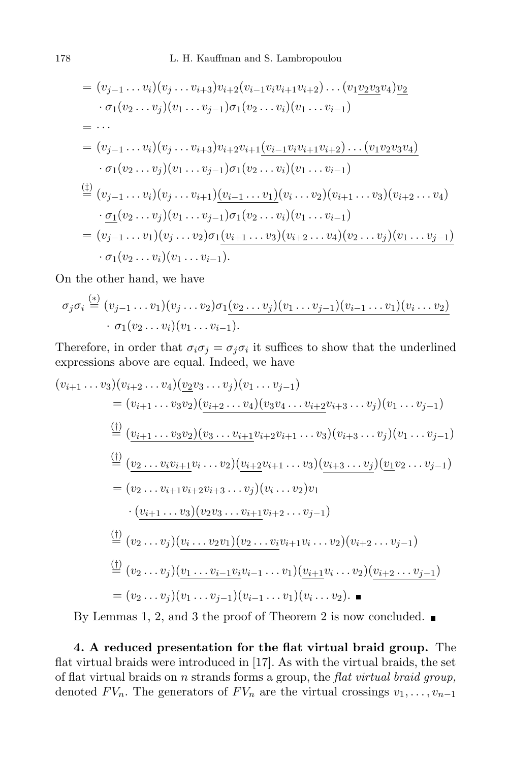$$
\begin{aligned}
&= (v_{j-1}\dots v_i)(v_j\dots v_{i+3})v_{i+2}(v_{i-1}v_iv_{i+1}v_{i+2})\dots(v_1\underline{v_2v_3}v_4)\underline{v_2}\\
&\quad\cdot\sigma_1(v_2\dots v_j)(v_1\dots v_{j-1})\sigma_1(v_2\dots v_i)(v_1\dots v_{i-1})\\
&= \cdots\\
&= (v_{j-1}\dots v_i)(v_j\dots v_{i+3})v_{i+2}v_{i+1}\underline{(v_{i-1}v_iv_{i+1}v_{i+2})\dots(v_1v_2v_3v_4)}\\
&\quad\cdot\sigma_1(v_2\dots v_j)(v_1\dots v_{j-1})\sigma_1(v_2\dots v_i)(v_1\dots v_{i-1})\\
&\overset{(\ddagger)}{=} (v_{j-1}\dots v_i)(v_j\dots v_{i+1})\underline{(v_{i-1}\dots v_1)}(v_i\dots v_2)(v_{i+1}\dots v_3)(v_{i+2}\dots v_4)\\
&\quad\cdot\underline{\sigma_1}(v_2\dots v_j)(v_1\dots v_{j-1})\sigma_1(v_2\dots v_i)(v_1\dots v_{i-1})\\
&= (v_{j-1}\dots v_1)(v_j\dots v_2)\sigma_1\underline{(v_{i+1}\dots v_3)(v_{i+2}\dots v_4)(v_2\dots v_j)(v_1\dots v_{j-1})}\\
&\quad\cdot\sigma_1(v_2\dots v_i)(v_1\dots v_{i-1}).
\end{aligned}
$$

On the other hand, we have

$$
\begin{aligned}
\sigma_j\sigma_i &\overset{(*)}{=} (v_{j-1}\dots v_1)(v_j\dots v_2)\sigma_1\underline{(v_2\dots v_j)(v_1\dots v_{j-1})(v_{i-1}\dots v_1)(v_i\dots v_2)}\\
&\quad\cdot\sigma_1(v_2\dots v_i)(v_1\dots v_{i-1}).
\end{aligned}
$$

Therefore, in order that $\sigma_i\sigma_j = \sigma_j\sigma_i$ it suffices to show that the underlined expressions above are equal. Indeed, we have

$$
\begin{aligned}
&(v_{i+1}\dots v_3)(v_{i+2}\dots v_4)(\underline{v_2}v_3\dots v_j)(v_1\dots v_{j-1})\\
&\quad= (v_{i+1}\dots v_3v_2)(\underline{v_{i+2}\dots v_4)(v_3v_4\dots v_{i+2}}v_{i+3}\dots v_j)(v_1\dots v_{j-1})\\
&\quad\overset{(\dagger)}{=} (\underline{v_{i+1}\dots v_3v_2})(v_3\dots v_{i+1}v_{i+2}v_{i+1}\dots v_3)(v_{i+3}\dots v_j)(v_1\dots v_{j-1})\\
&\quad\overset{(\dagger)}{=} (\underline{v_2\dots v_iv_{i+1}}v_i\dots v_2)(\underline{v_{i+2}}v_{i+1}\dots v_3)(\underline{v_{i+3}\dots v_j})(\underline{v_1}v_2\dots v_{j-1})\\
&\quad= (v_2\dots v_{i+1}v_{i+2}v_{i+3}\dots v_j)(v_i\dots v_2)v_1\\
&\qquad\cdot(\underline{v_{i+1}\dots v_3)(v_2v_3\dots v_{i+1}}v_{i+2}\dots v_{j-1})\\
&\quad\overset{(\dagger)}{=} (v_2\dots v_j)(\underline{v_i\dots v_2v_1)(v_2\dots v_i}v_{i+1}v_i\dots v_2)(v_{i+2}\dots v_{j-1})\\
&\quad\overset{(\dagger)}{=} (v_2\dots v_j)(\underline{v_1\dots v_{i-1}v_i}v_{i-1}\dots v_1)(\underline{v_{i+1}}v_i\dots v_2)(\underline{v_{i+2}\dots v_{j-1}})\\
&\quad= (v_2\dots v_j)(v_1\dots v_{j-1})(v_{i-1}\dots v_1)(v_i\dots v_2).\ \blacksquare
\end{aligned}
$$

By Lemmas 1, 2, and 3 the proof of Theorem 2 is now concluded. ■

**4. A reduced presentation for the flat virtual braid group.** The flat virtual braids were introduced in [17]. As with the virtual braids, the set of flat virtual braids on $n$ strands forms a group, the *flat virtual braid group*, denoted $FV_n$. The generators of $FV_n$ are the virtual crossings $v_1,\dots,v_{n-1}$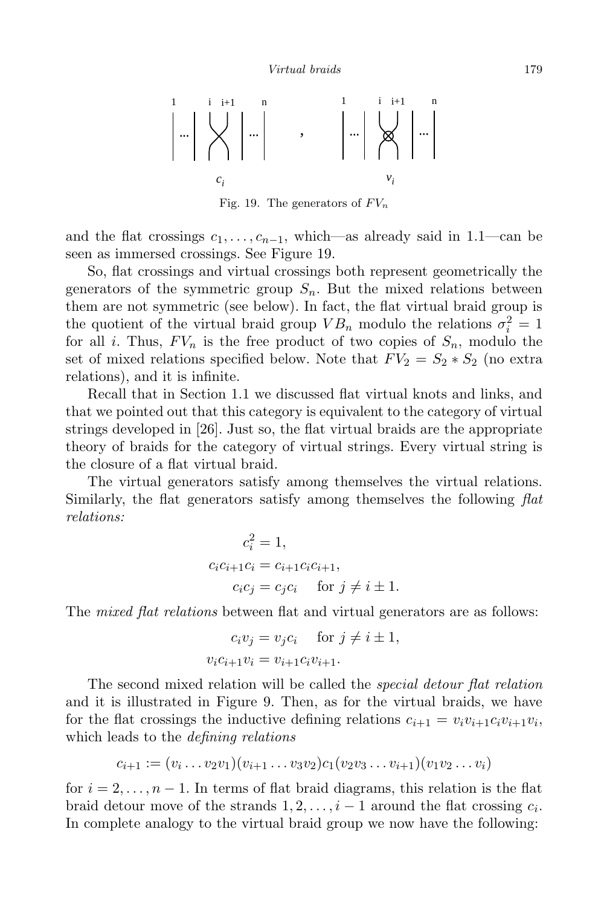Fig. 19. The generators of $FV_n$

and the flat crossings $c_1, \ldots, c_{n-1}$, which—as already said in 1.1—can be seen as immersed crossings. See Figure 19.

So, flat crossings and virtual crossings both represent geometrically the generators of the symmetric group $S_n$. But the mixed relations between them are not symmetric (see below). In fact, the flat virtual braid group is the quotient of the virtual braid group $VB_n$ modulo the relations $\sigma_i^2 = 1$ for all $i$. Thus, $FV_n$ is the free product of two copies of $S_n$, modulo the set of mixed relations specified below. Note that $FV_2 = S_2 * S_2$ (no extra relations), and it is infinite.

Recall that in Section 1.1 we discussed flat virtual knots and links, and that we pointed out that this category is equivalent to the category of virtual strings developed in [26]. Just so, the flat virtual braids are the appropriate theory of braids for the category of virtual strings. Every virtual string is the closure of a flat virtual braid.

The virtual generators satisfy among themselves the virtual relations. Similarly, the flat generators satisfy among themselves the following *flat relations:*

$$
\begin{aligned}
c_i^2 &= 1, \\
c_i c_{i+1} c_i &= c_{i+1} c_i c_{i+1}, \\
c_i c_j &= c_j c_i \quad \text{for } j \neq i \pm 1.
\end{aligned}
$$

The *mixed flat relations* between flat and virtual generators are as follows:

$$
\begin{aligned}
c_i v_j &= v_j c_i \quad \text{for } j \neq i \pm 1, \\
v_i c_{i+1} v_i &= v_{i+1} c_i v_{i+1}.
\end{aligned}
$$

The second mixed relation will be called the *special detour flat relation* and it is illustrated in Figure 9. Then, as for the virtual braids, we have for the flat crossings the inductive defining relations $c_{i+1} = v_i v_{i+1} c_i v_{i+1} v_i$, which leads to the *defining relations*

$$
c_{i+1} := (v_i \ldots v_2 v_1)(v_{i+1} \ldots v_3 v_2) c_1 (v_2 v_3 \ldots v_{i+1})(v_1 v_2 \ldots v_i)
$$

for $i = 2, \ldots, n-1$. In terms of flat braid diagrams, this relation is the flat braid detour move of the strands $1, 2, \ldots, i-1$ around the flat crossing $c_i$. In complete analogy to the virtual braid group we now have the following: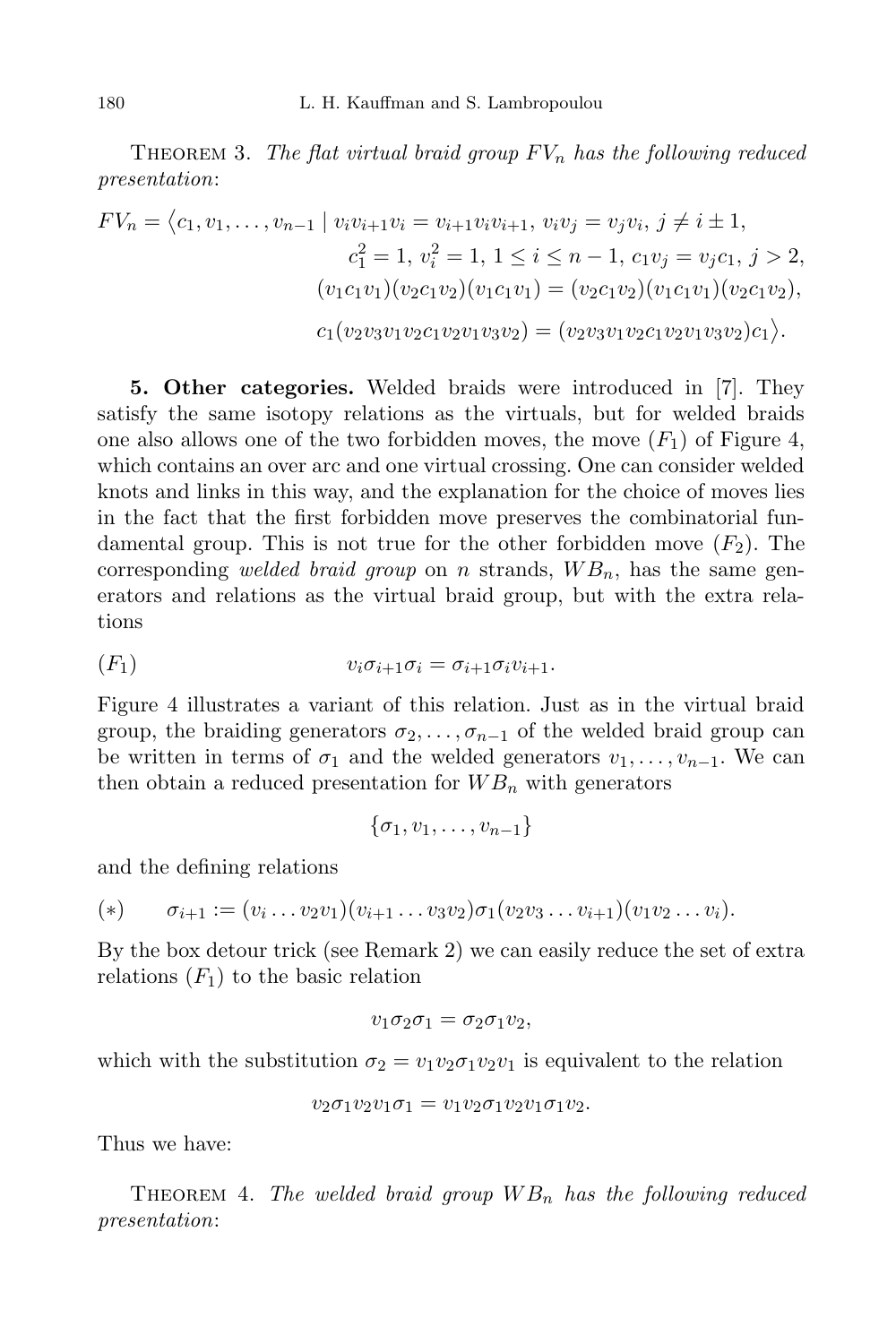Theorem 3. *The flat virtual braid group $FV_n$ has the following reduced presentation*:

$$
\begin{aligned}
FV_n = \langle c_1, v_1, \ldots, v_{n-1} \mid v_i v_{i+1} v_i = v_{i+1} v_i v_{i+1},\ v_i v_j = v_j v_i,\ j \neq i \pm 1,\\
c_1^2 = 1,\ v_i^2 = 1,\ 1 \leq i \leq n-1,\ c_1 v_j = v_j c_1,\ j > 2,\\
(v_1 c_1 v_1)(v_2 c_1 v_2)(v_1 c_1 v_1) = (v_2 c_1 v_2)(v_1 c_1 v_1)(v_2 c_1 v_2),\\
c_1 (v_2 v_3 v_1 v_2 c_1 v_2 v_1 v_3 v_2) = (v_2 v_3 v_1 v_2 c_1 v_2 v_1 v_3 v_2) c_1 \rangle.
\end{aligned}
$$

**5. Other categories.** Welded braids were introduced in [7]. They satisfy the same isotopy relations as the virtuals, but for welded braids one also allows one of the two forbidden moves, the move $(F_1)$ of Figure 4, which contains an over arc and one virtual crossing. One can consider welded knots and links in this way, and the explanation for the choice of moves lies in the fact that the first forbidden move preserves the combinatorial fundamental group. This is not true for the other forbidden move $(F_2)$. The corresponding *welded braid group* on $n$ strands, $WB_n$, has the same generators and relations as the virtual braid group, but with the extra relations

$$(F_1) \qquad v_i \sigma_{i+1} \sigma_i = \sigma_{i+1} \sigma_i v_{i+1}.$$

Figure 4 illustrates a variant of this relation. Just as in the virtual braid group, the braiding generators $\sigma_2, \ldots, \sigma_{n-1}$ of the welded braid group can be written in terms of $\sigma_1$ and the welded generators $v_1, \ldots, v_{n-1}$. We can then obtain a reduced presentation for $WB_n$ with generators

$$\{\sigma_1, v_1, \ldots, v_{n-1}\}$$

and the defining relations

$$(*) \qquad \sigma_{i+1} := (v_i \ldots v_2 v_1)(v_{i+1} \ldots v_3 v_2) \sigma_1 (v_2 v_3 \ldots v_{i+1})(v_1 v_2 \ldots v_i).$$

By the box detour trick (see Remark 2) we can easily reduce the set of extra relations $(F_1)$ to the basic relation

$$v_1 \sigma_2 \sigma_1 = \sigma_2 \sigma_1 v_2,$$

which with the substitution $\sigma_2 = v_1 v_2 \sigma_1 v_2 v_1$ is equivalent to the relation

$$v_2 \sigma_1 v_2 v_1 \sigma_1 = v_1 v_2 \sigma_1 v_2 v_1 \sigma_1 v_2.$$

Thus we have:

Theorem 4. *The welded braid group $WB_n$ has the following reduced presentation*: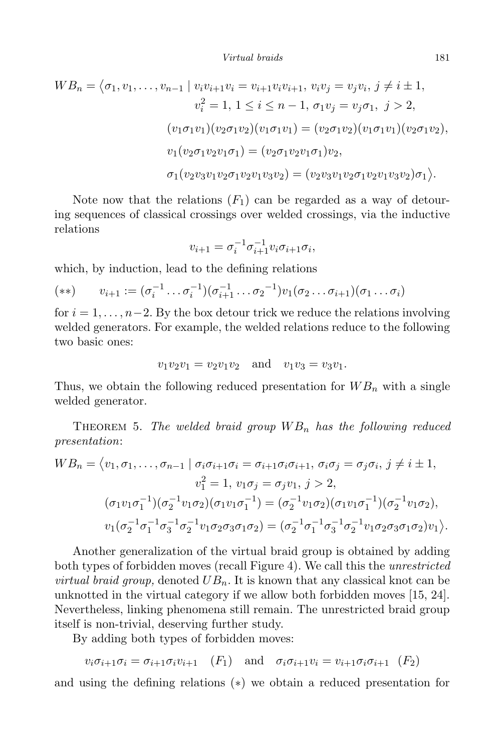$$
\begin{aligned}
WB_n = \langle \sigma_1, v_1, \ldots, v_{n-1} \mid\, & v_i v_{i+1} v_i = v_{i+1} v_i v_{i+1},\ v_i v_j = v_j v_i,\ j \neq i \pm 1, \\
& v_i^2 = 1,\ 1 \leq i \leq n-1,\ \sigma_1 v_j = v_j \sigma_1,\ j > 2, \\
& (v_1\sigma_1 v_1)(v_2\sigma_1 v_2)(v_1\sigma_1 v_1) = (v_2\sigma_1 v_2)(v_1\sigma_1 v_1)(v_2\sigma_1 v_2), \\
& v_1(v_2\sigma_1 v_2 v_1 \sigma_1) = (v_2\sigma_1 v_2 v_1\sigma_1)v_2, \\
& \sigma_1(v_2 v_3 v_1 v_2 \sigma_1 v_2 v_1 v_3 v_2) = (v_2 v_3 v_1 v_2 \sigma_1 v_2 v_1 v_3 v_2)\sigma_1\rangle.
\end{aligned}
$$

Note now that the relations $(F_1)$ can be regarded as a way of detouring sequences of classical crossings over welded crossings, via the inductive relations

$$
v_{i+1} = \sigma_i^{-1}\sigma_{i+1}^{-1} v_i \sigma_{i+1}\sigma_i,
$$

which, by induction, lead to the defining relations

$$
(**) \qquad v_{i+1} := (\sigma_i^{-1}\ldots\sigma_i^{-1})(\sigma_{i+1}^{-1}\ldots\sigma_2{}^{-1})v_1(\sigma_2\ldots\sigma_{i+1})(\sigma_1\ldots\sigma_i)
$$

for $i = 1, \ldots, n-2$. By the box detour trick we reduce the relations involving welded generators. For example, the welded relations reduce to the following two basic ones:

$$
v_1 v_2 v_1 = v_2 v_1 v_2 \quad \text{and} \quad v_1 v_3 = v_3 v_1.
$$

Thus, we obtain the following reduced presentation for $WB_n$ with a single welded generator.

THEOREM 5. *The welded braid group $WB_n$ has the following reduced presentation*:

$$
\begin{aligned}
WB_n = \langle v_1, \sigma_1, \ldots, \sigma_{n-1} \mid\, & \sigma_i\sigma_{i+1}\sigma_i = \sigma_{i+1}\sigma_i\sigma_{i+1},\ \sigma_i\sigma_j = \sigma_j\sigma_i,\ j \neq i \pm 1, \\
& v_1^2 = 1,\ v_1\sigma_j = \sigma_j v_1,\ j > 2, \\
& (\sigma_1 v_1 \sigma_1^{-1})(\sigma_2^{-1} v_1 \sigma_2)(\sigma_1 v_1 \sigma_1^{-1}) = (\sigma_2^{-1} v_1 \sigma_2)(\sigma_1 v_1 \sigma_1^{-1})(\sigma_2^{-1} v_1 \sigma_2), \\
& v_1(\sigma_2^{-1}\sigma_1^{-1}\sigma_3^{-1}\sigma_2^{-1} v_1 \sigma_2\sigma_3\sigma_1\sigma_2) = (\sigma_2^{-1}\sigma_1^{-1}\sigma_3^{-1}\sigma_2^{-1} v_1 \sigma_2\sigma_3\sigma_1\sigma_2)v_1\rangle.
\end{aligned}
$$

Another generalization of the virtual braid group is obtained by adding both types of forbidden moves (recall Figure 4). We call this the *unrestricted virtual braid group,* denoted $UB_n$. It is known that any classical knot can be unknotted in the virtual category if we allow both forbidden moves [15, 24]. Nevertheless, linking phenomena still remain. The unrestricted braid group itself is non-trivial, deserving further study.

By adding both types of forbidden moves:

$$
v_i\sigma_{i+1}\sigma_i = \sigma_{i+1}\sigma_i v_{i+1} \quad (F_1) \quad \text{and} \quad \sigma_i\sigma_{i+1}v_i = v_{i+1}\sigma_i\sigma_{i+1} \quad (F_2)
$$

and using the defining relations $(*)$ we obtain a reduced presentation for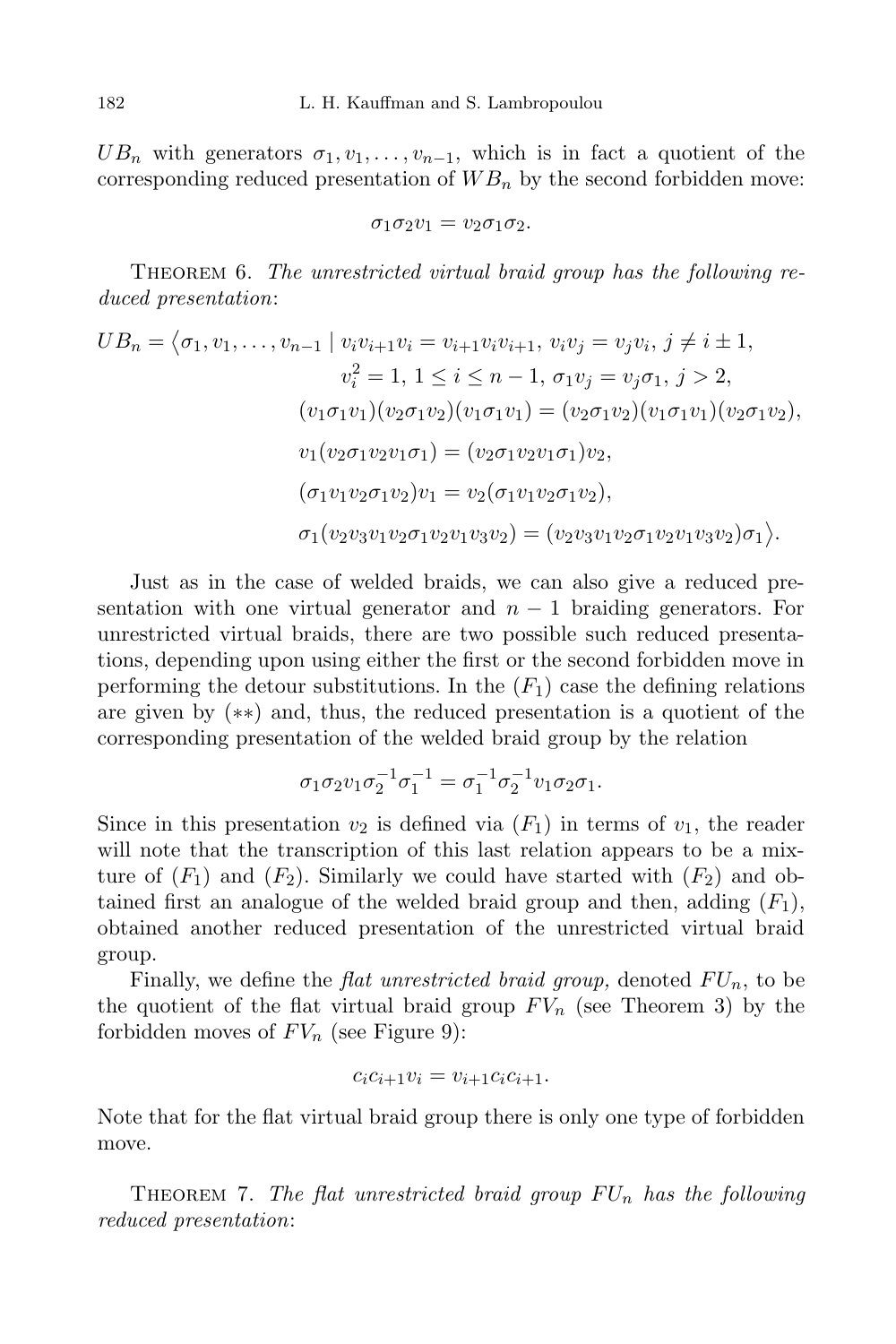$UB_n$ with generators $\sigma_1, v_1, \ldots, v_{n-1}$, which is in fact a quotient of the corresponding reduced presentation of $WB_n$ by the second forbidden move:

$$\sigma_1\sigma_2 v_1 = v_2\sigma_1\sigma_2.$$

THEOREM 6. *The unrestricted virtual braid group has the following reduced presentation*:

$$\begin{aligned}
UB_n = \big\langle \sigma_1, v_1, \ldots, v_{n-1} \mid\ & v_i v_{i+1} v_i = v_{i+1} v_i v_{i+1},\ v_i v_j = v_j v_i,\ j \neq i \pm 1, \\
& v_i^2 = 1,\ 1 \le i \le n-1,\ \sigma_1 v_j = v_j \sigma_1,\ j > 2, \\
& (v_1\sigma_1 v_1)(v_2\sigma_1 v_2)(v_1\sigma_1 v_1) = (v_2\sigma_1 v_2)(v_1\sigma_1 v_1)(v_2\sigma_1 v_2), \\
& v_1(v_2\sigma_1 v_2 v_1 \sigma_1) = (v_2\sigma_1 v_2 v_1\sigma_1)v_2, \\
& (\sigma_1 v_1 v_2 \sigma_1 v_2)v_1 = v_2(\sigma_1 v_1 v_2 \sigma_1 v_2), \\
& \sigma_1(v_2 v_3 v_1 v_2 \sigma_1 v_2 v_1 v_3 v_2) = (v_2 v_3 v_1 v_2 \sigma_1 v_2 v_1 v_3 v_2)\sigma_1 \big\rangle.
\end{aligned}$$

Just as in the case of welded braids, we can also give a reduced presentation with one virtual generator and $n-1$ braiding generators. For unrestricted virtual braids, there are two possible such reduced presentations, depending upon using either the first or the second forbidden move in performing the detour substitutions. In the $(F_1)$ case the defining relations are given by $(**)$ and, thus, the reduced presentation is a quotient of the corresponding presentation of the welded braid group by the relation

$$\sigma_1\sigma_2 v_1 \sigma_2^{-1}\sigma_1^{-1} = \sigma_1^{-1}\sigma_2^{-1} v_1 \sigma_2 \sigma_1.$$

Since in this presentation $v_2$ is defined via $(F_1)$ in terms of $v_1$, the reader will note that the transcription of this last relation appears to be a mixture of $(F_1)$ and $(F_2)$. Similarly we could have started with $(F_2)$ and obtained first an analogue of the welded braid group and then, adding $(F_1)$, obtained another reduced presentation of the unrestricted virtual braid group.

Finally, we define the *flat unrestricted braid group,* denoted $FU_n$, to be the quotient of the flat virtual braid group $FV_n$ (see Theorem 3) by the forbidden moves of $FV_n$ (see Figure 9):

$$c_i c_{i+1} v_i = v_{i+1} c_i c_{i+1}.$$

Note that for the flat virtual braid group there is only one type of forbidden move.

THEOREM 7. *The flat unrestricted braid group $FU_n$ has the following reduced presentation*: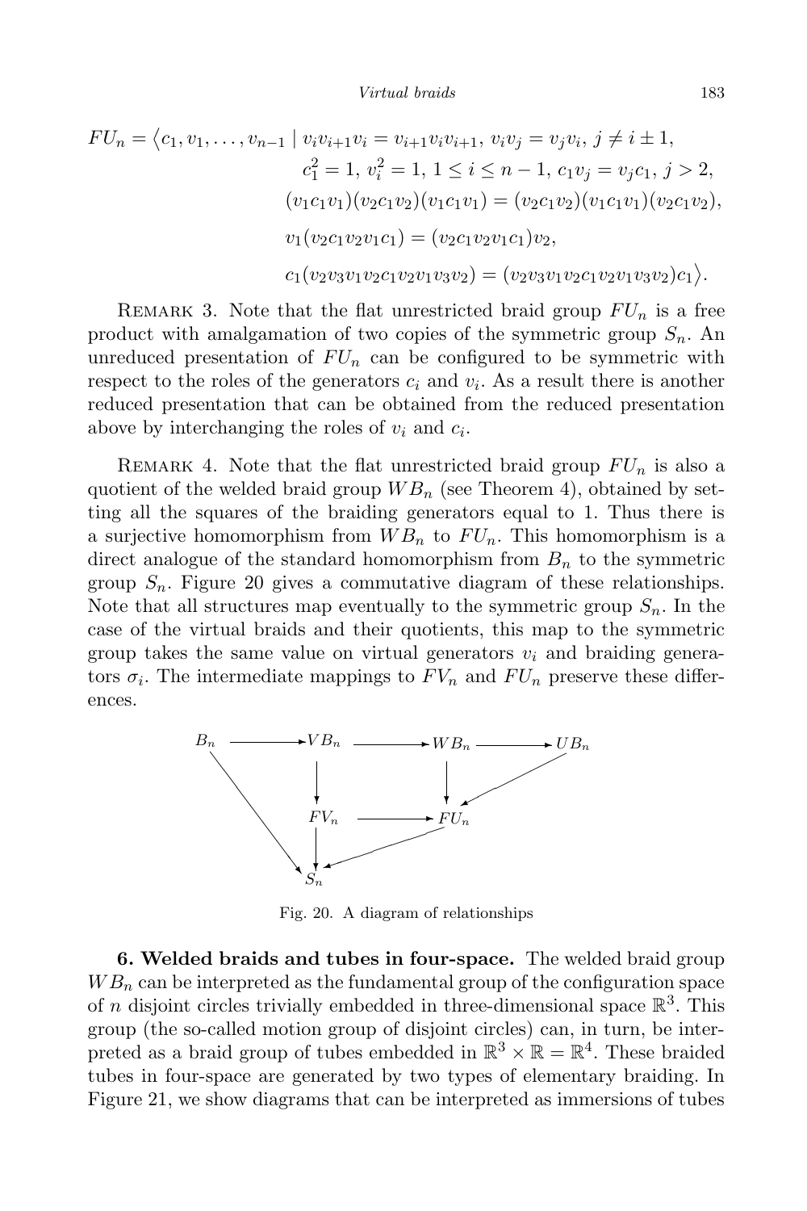$$
\begin{aligned}
FU_n = \langle c_1, v_1, \ldots, v_{n-1} \mid\ & v_i v_{i+1} v_i = v_{i+1} v_i v_{i+1},\ v_i v_j = v_j v_i,\ j \neq i \pm 1, \\
& c_1^2 = 1,\ v_i^2 = 1,\ 1 \leq i \leq n-1,\ c_1 v_j = v_j c_1,\ j > 2, \\
& (v_1 c_1 v_1)(v_2 c_1 v_2)(v_1 c_1 v_1) = (v_2 c_1 v_2)(v_1 c_1 v_1)(v_2 c_1 v_2), \\
& v_1 (v_2 c_1 v_2 v_1 c_1) = (v_2 c_1 v_2 v_1 c_1) v_2, \\
& c_1 (v_2 v_3 v_1 v_2 c_1 v_2 v_1 v_3 v_2) = (v_2 v_3 v_1 v_2 c_1 v_2 v_1 v_3 v_2) c_1 \rangle.
\end{aligned}
$$

Remark 3. Note that the flat unrestricted braid group $FU_n$ is a free product with amalgamation of two copies of the symmetric group $S_n$. An unreduced presentation of $FU_n$ can be configured to be symmetric with respect to the roles of the generators $c_i$ and $v_i$. As a result there is another reduced presentation that can be obtained from the reduced presentation above by interchanging the roles of $v_i$ and $c_i$.

Remark 4. Note that the flat unrestricted braid group $FU_n$ is also a quotient of the welded braid group $WB_n$ (see Theorem 4), obtained by setting all the squares of the braiding generators equal to 1. Thus there is a surjective homomorphism from $WB_n$ to $FU_n$. This homomorphism is a direct analogue of the standard homomorphism from $B_n$ to the symmetric group $S_n$. Figure 20 gives a commutative diagram of these relationships. Note that all structures map eventually to the symmetric group $S_n$. In the case of the virtual braids and their quotients, this map to the symmetric group takes the same value on virtual generators $v_i$ and braiding generators $\sigma_i$. The intermediate mappings to $FV_n$ and $FU_n$ preserve these differences.

$$
\begin{array}{ccccccc}
B_n & \longrightarrow & VB_n & \longrightarrow & WB_n & \longrightarrow & UB_n \\
 & \searrow & \downarrow & & \downarrow & \swarrow & \\
 & & FV_n & \longrightarrow & FU_n & & \\
 & & \downarrow & \swarrow & & & \\
 & & S_n & & & &
\end{array}
$$

Fig. 20. A diagram of relationships

**6. Welded braids and tubes in four-space.** The welded braid group $WB_n$ can be interpreted as the fundamental group of the configuration space of $n$ disjoint circles trivially embedded in three-dimensional space $\mathbb{R}^3$. This group (the so-called motion group of disjoint circles) can, in turn, be interpreted as a braid group of tubes embedded in $\mathbb{R}^3 \times \mathbb{R} = \mathbb{R}^4$. These braided tubes in four-space are generated by two types of elementary braiding. In Figure 21, we show diagrams that can be interpreted as immersions of tubes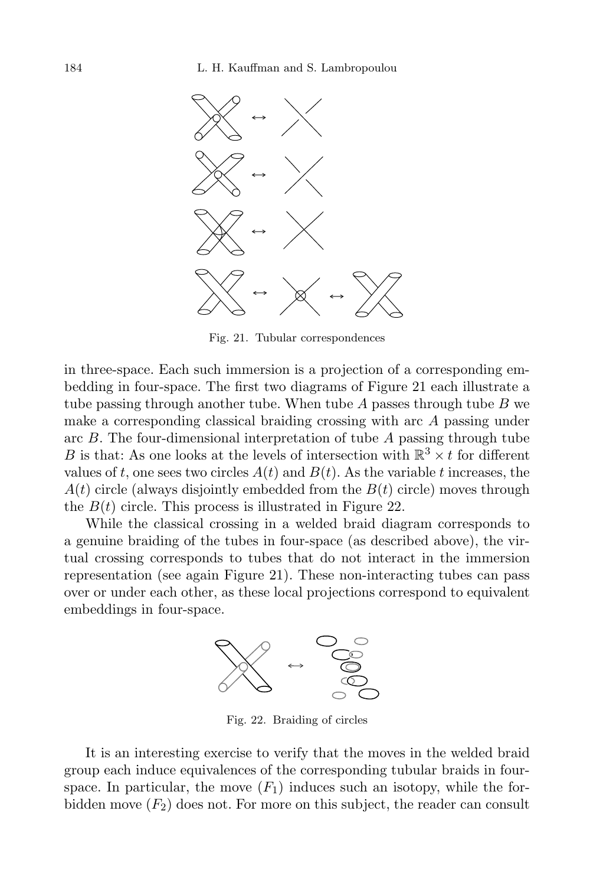Fig. 21. Tubular correspondences

in three-space. Each such immersion is a projection of a corresponding embedding in four-space. The first two diagrams of Figure 21 each illustrate a tube passing through another tube. When tube $A$ passes through tube $B$ we make a corresponding classical braiding crossing with arc $A$ passing under arc $B$. The four-dimensional interpretation of tube $A$ passing through tube $B$ is that: As one looks at the levels of intersection with $\mathbb{R}^3 \times t$ for different values of $t$, one sees two circles $A(t)$ and $B(t)$. As the variable $t$ increases, the $A(t)$ circle (always disjointly embedded from the $B(t)$ circle) moves through the $B(t)$ circle. This process is illustrated in Figure 22.

While the classical crossing in a welded braid diagram corresponds to a genuine braiding of the tubes in four-space (as described above), the virtual crossing corresponds to tubes that do not interact in the immersion representation (see again Figure 21). These non-interacting tubes can pass over or under each other, as these local projections correspond to equivalent embeddings in four-space.

Fig. 22. Braiding of circles

It is an interesting exercise to verify that the moves in the welded braid group each induce equivalences of the corresponding tubular braids in four-space. In particular, the move $(F_1)$ induces such an isotopy, while the forbidden move $(F_2)$ does not. For more on this subject, the reader can consult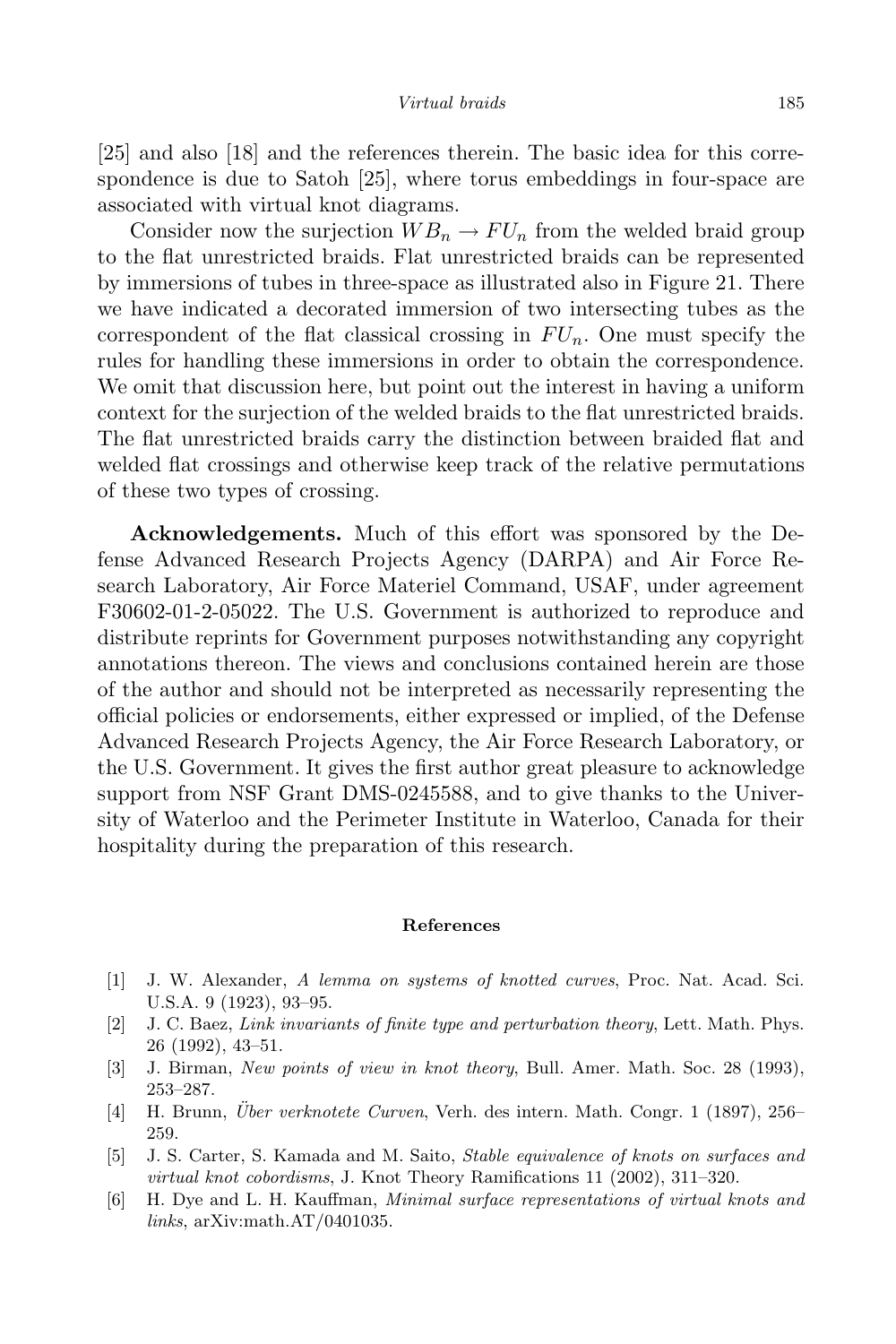[25] and also [18] and the references therein. The basic idea for this correspondence is due to Satoh [25], where torus embeddings in four-space are associated with virtual knot diagrams.

Consider now the surjection $WB_n \to FU_n$ from the welded braid group to the flat unrestricted braids. Flat unrestricted braids can be represented by immersions of tubes in three-space as illustrated also in Figure 21. There we have indicated a decorated immersion of two intersecting tubes as the correspondent of the flat classical crossing in $FU_n$. One must specify the rules for handling these immersions in order to obtain the correspondence. We omit that discussion here, but point out the interest in having a uniform context for the surjection of the welded braids to the flat unrestricted braids. The flat unrestricted braids carry the distinction between braided flat and welded flat crossings and otherwise keep track of the relative permutations of these two types of crossing.

**Acknowledgements.** Much of this effort was sponsored by the Defense Advanced Research Projects Agency (DARPA) and Air Force Research Laboratory, Air Force Materiel Command, USAF, under agreement F30602-01-2-05022. The U.S. Government is authorized to reproduce and distribute reprints for Government purposes notwithstanding any copyright annotations thereon. The views and conclusions contained herein are those of the author and should not be interpreted as necessarily representing the official policies or endorsements, either expressed or implied, of the Defense Advanced Research Projects Agency, the Air Force Research Laboratory, or the U.S. Government. It gives the first author great pleasure to acknowledge support from NSF Grant DMS-0245588, and to give thanks to the University of Waterloo and the Perimeter Institute in Waterloo, Canada for their hospitality during the preparation of this research.

## References

[1] J. W. Alexander, *A lemma on systems of knotted curves*, Proc. Nat. Acad. Sci. U.S.A. 9 (1923), 93–95.

[2] J. C. Baez, *Link invariants of finite type and perturbation theory*, Lett. Math. Phys. 26 (1992), 43–51.

[3] J. Birman, *New points of view in knot theory*, Bull. Amer. Math. Soc. 28 (1993), 253–287.

[4] H. Brunn, *Über verknotete Curven*, Verh. des intern. Math. Congr. 1 (1897), 256–259.

[5] J. S. Carter, S. Kamada and M. Saito, *Stable equivalence of knots on surfaces and virtual knot cobordisms*, J. Knot Theory Ramifications 11 (2002), 311–320.

[6] H. Dye and L. H. Kauffman, *Minimal surface representations of virtual knots and links*, arXiv:math.AT/0401035.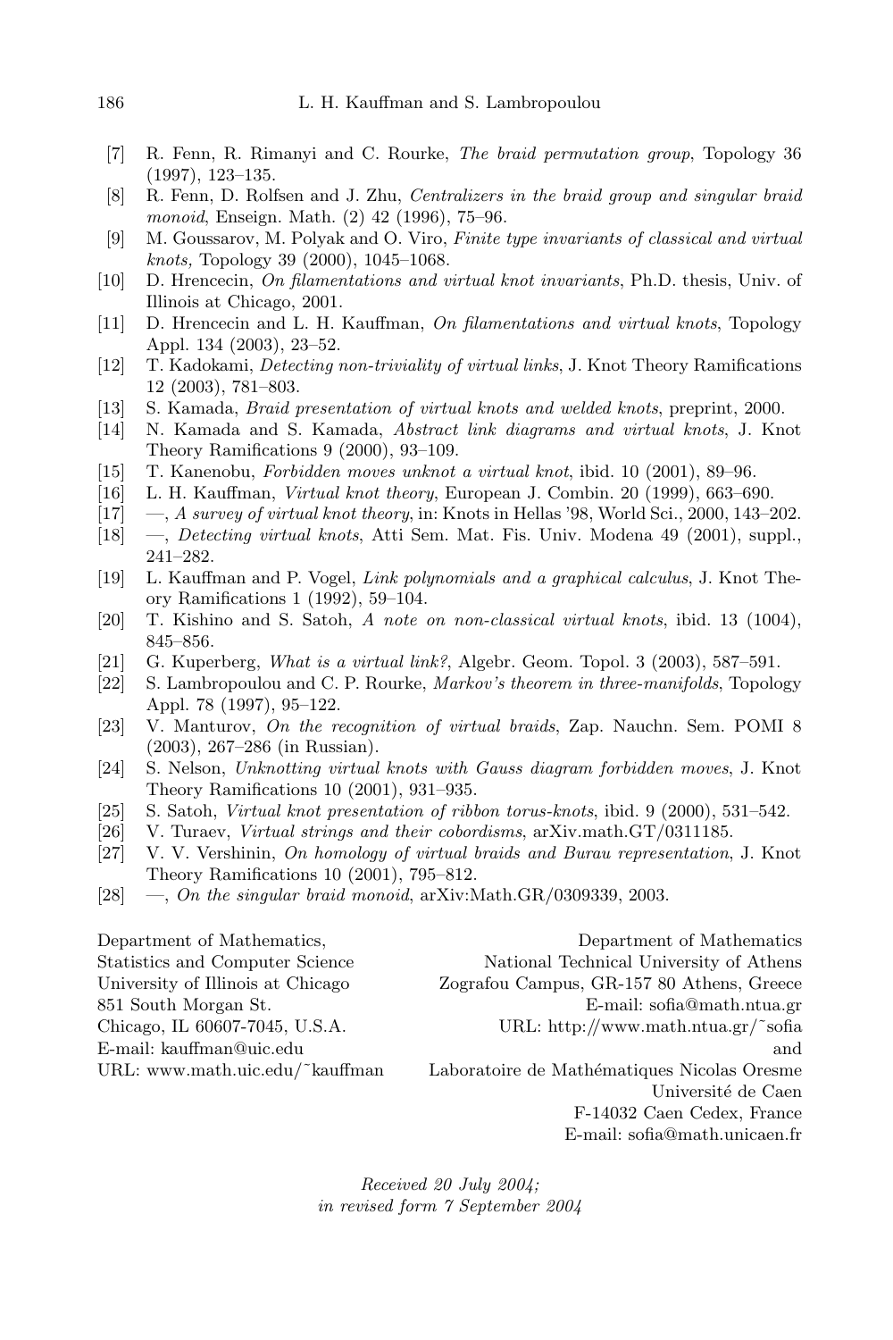- [7] R. Fenn, R. Rimanyi and C. Rourke, *The braid permutation group*, Topology 36 (1997), 123–135.
- [8] R. Fenn, D. Rolfsen and J. Zhu, *Centralizers in the braid group and singular braid monoid*, Enseign. Math. (2) 42 (1996), 75–96.
- [9] M. Goussarov, M. Polyak and O. Viro, *Finite type invariants of classical and virtual knots,* Topology 39 (2000), 1045–1068.
- [10] D. Hrencecin, *On filamentations and virtual knot invariants*, Ph.D. thesis, Univ. of Illinois at Chicago, 2001.
- [11] D. Hrencecin and L. H. Kauffman, *On filamentations and virtual knots*, Topology Appl. 134 (2003), 23–52.
- [12] T. Kadokami, *Detecting non-triviality of virtual links*, J. Knot Theory Ramifications 12 (2003), 781–803.
- [13] S. Kamada, *Braid presentation of virtual knots and welded knots*, preprint, 2000.
- [14] N. Kamada and S. Kamada, *Abstract link diagrams and virtual knots*, J. Knot Theory Ramifications 9 (2000), 93–109.
- [15] T. Kanenobu, *Forbidden moves unknot a virtual knot*, ibid. 10 (2001), 89–96.
- [16] L. H. Kauffman, *Virtual knot theory*, European J. Combin. 20 (1999), 663–690.
- [17] —, *A survey of virtual knot theory*, in: Knots in Hellas '98, World Sci., 2000, 143–202.
- [18] —, *Detecting virtual knots*, Atti Sem. Mat. Fis. Univ. Modena 49 (2001), suppl., 241–282.
- [19] L. Kauffman and P. Vogel, *Link polynomials and a graphical calculus*, J. Knot Theory Ramifications 1 (1992), 59–104.
- [20] T. Kishino and S. Satoh, *A note on non-classical virtual knots*, ibid. 13 (1004), 845–856.
- [21] G. Kuperberg, *What is a virtual link?*, Algebr. Geom. Topol. 3 (2003), 587–591.
- [22] S. Lambropoulou and C. P. Rourke, *Markov's theorem in three-manifolds*, Topology Appl. 78 (1997), 95–122.
- [23] V. Manturov, *On the recognition of virtual braids*, Zap. Nauchn. Sem. POMI 8 (2003), 267–286 (in Russian).
- [24] S. Nelson, *Unknotting virtual knots with Gauss diagram forbidden moves*, J. Knot Theory Ramifications 10 (2001), 931–935.
- [25] S. Satoh, *Virtual knot presentation of ribbon torus-knots*, ibid. 9 (2000), 531–542.
- [26] V. Turaev, *Virtual strings and their cobordisms*, arXiv.math.GT/0311185.
- [27] V. V. Vershinin, *On homology of virtual braids and Burau representation*, J. Knot Theory Ramifications 10 (2001), 795–812.
- [28] —, *On the singular braid monoid*, arXiv:Math.GR/0309339, 2003.

Department of Mathematics,
Statistics and Computer Science
University of Illinois at Chicago
851 South Morgan St.
Chicago, IL 60607-7045, U.S.A.
E-mail: kauffman@uic.edu
URL: www.math.uic.edu/~kauffman

Department of Mathematics
National Technical University of Athens
Zografou Campus, GR-157 80 Athens, Greece
E-mail: sofia@math.ntua.gr
URL: http://www.math.ntua.gr/~sofia
and
Laboratoire de Mathématiques Nicolas Oresme
Université de Caen
F-14032 Caen Cedex, France
E-mail: sofia@math.unicaen.fr

*Received 20 July 2004;*
*in revised form 7 September 2004*